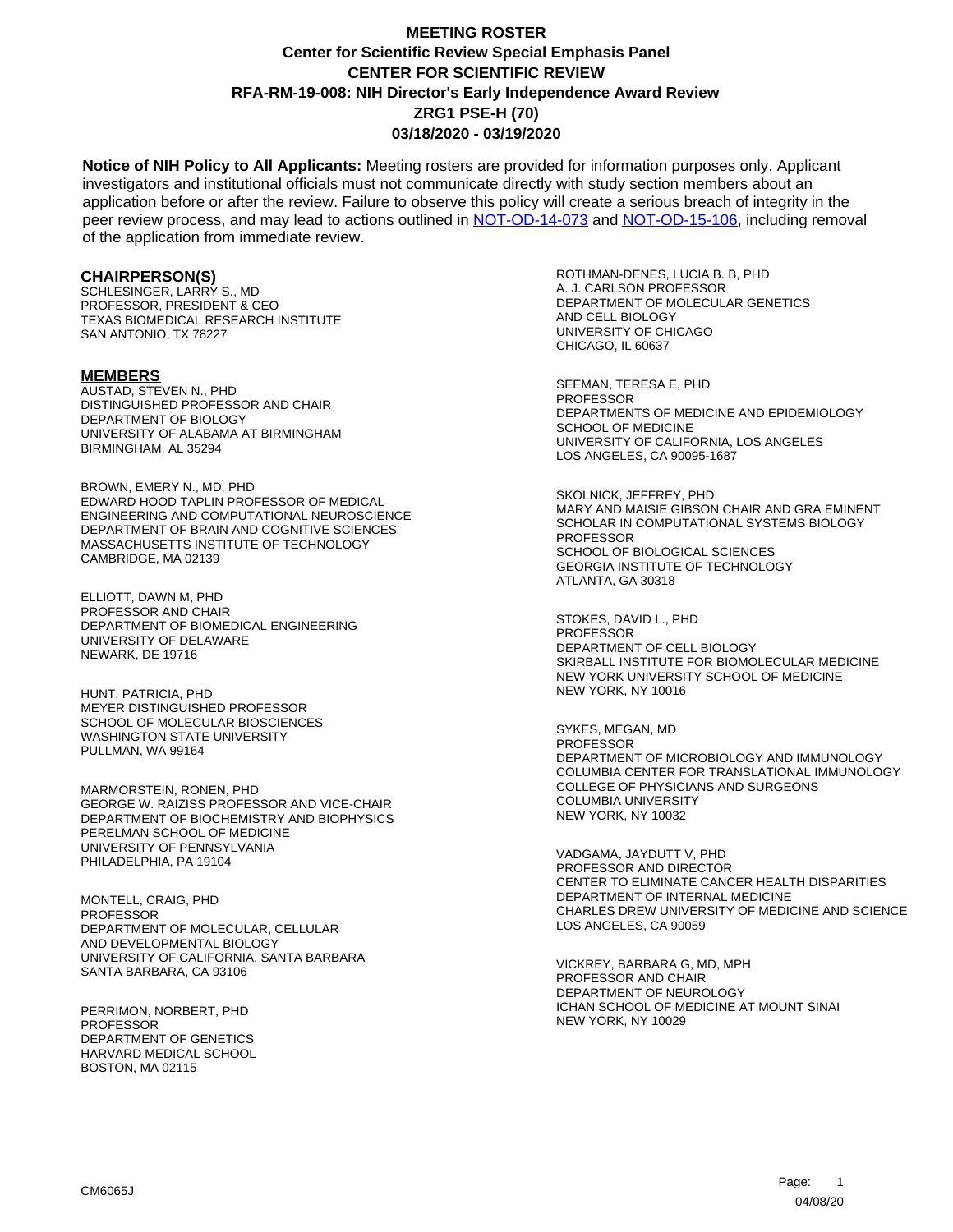# MEETING ROSTER
## Center for Scientific Review Special Emphasis Panel
## CENTER FOR SCIENTIFIC REVIEW
## RFA-RM-19-008: NIH Director's Early Independence Award Review
## ZRG1 PSE-H (70)
## 03/18/2020 - 03/19/2020

**Notice of NIH Policy to All Applicants:** Meeting rosters are provided for information purposes only. Applicant investigators and institutional officials must not communicate directly with study section members about an application before or after the review. Failure to observe this policy will create a serious breach of integrity in the peer review process, and may lead to actions outlined in NOT-OD-14-073 and NOT-OD-15-106, including removal of the application from immediate review.

**CHAIRPERSON(S)**

SCHLESINGER, LARRY S., MD
PROFESSOR, PRESIDENT & CEO
TEXAS BIOMEDICAL RESEARCH INSTITUTE
SAN ANTONIO, TX 78227

**MEMBERS**

AUSTAD, STEVEN N., PHD
DISTINGUISHED PROFESSOR AND CHAIR
DEPARTMENT OF BIOLOGY
UNIVERSITY OF ALABAMA AT BIRMINGHAM
BIRMINGHAM, AL 35294

BROWN, EMERY N., MD, PHD
EDWARD HOOD TAPLIN PROFESSOR OF MEDICAL ENGINEERING AND COMPUTATIONAL NEUROSCIENCE
DEPARTMENT OF BRAIN AND COGNITIVE SCIENCES
MASSACHUSETTS INSTITUTE OF TECHNOLOGY
CAMBRIDGE, MA 02139

ELLIOTT, DAWN M, PHD
PROFESSOR AND CHAIR
DEPARTMENT OF BIOMEDICAL ENGINEERING
UNIVERSITY OF DELAWARE
NEWARK, DE 19716

HUNT, PATRICIA, PHD
MEYER DISTINGUISHED PROFESSOR
SCHOOL OF MOLECULAR BIOSCIENCES
WASHINGTON STATE UNIVERSITY
PULLMAN, WA 99164

MARMORSTEIN, RONEN, PHD
GEORGE W. RAIZISS PROFESSOR AND VICE-CHAIR
DEPARTMENT OF BIOCHEMISTRY AND BIOPHYSICS
PERELMAN SCHOOL OF MEDICINE
UNIVERSITY OF PENNSYLVANIA
PHILADELPHIA, PA 19104

MONTELL, CRAIG, PHD
PROFESSOR
DEPARTMENT OF MOLECULAR, CELLULAR AND DEVELOPMENTAL BIOLOGY
UNIVERSITY OF CALIFORNIA, SANTA BARBARA
SANTA BARBARA, CA 93106

PERRIMON, NORBERT, PHD
PROFESSOR
DEPARTMENT OF GENETICS
HARVARD MEDICAL SCHOOL
BOSTON, MA 02115

ROTHMAN-DENES, LUCIA B. B, PHD
A. J. CARLSON PROFESSOR
DEPARTMENT OF MOLECULAR GENETICS AND CELL BIOLOGY
UNIVERSITY OF CHICAGO
CHICAGO, IL 60637

SEEMAN, TERESA E, PHD
PROFESSOR
DEPARTMENTS OF MEDICINE AND EPIDEMIOLOGY
SCHOOL OF MEDICINE
UNIVERSITY OF CALIFORNIA, LOS ANGELES
LOS ANGELES, CA 90095-1687

SKOLNICK, JEFFREY, PHD
MARY AND MAISIE GIBSON CHAIR AND GRA EMINENT SCHOLAR IN COMPUTATIONAL SYSTEMS BIOLOGY
PROFESSOR
SCHOOL OF BIOLOGICAL SCIENCES
GEORGIA INSTITUTE OF TECHNOLOGY
ATLANTA, GA 30318

STOKES, DAVID L., PHD
PROFESSOR
DEPARTMENT OF CELL BIOLOGY
SKIRBALL INSTITUTE FOR BIOMOLECULAR MEDICINE
NEW YORK UNIVERSITY SCHOOL OF MEDICINE
NEW YORK, NY 10016

SYKES, MEGAN, MD
PROFESSOR
DEPARTMENT OF MICROBIOLOGY AND IMMUNOLOGY
COLUMBIA CENTER FOR TRANSLATIONAL IMMUNOLOGY
COLLEGE OF PHYSICIANS AND SURGEONS
COLUMBIA UNIVERSITY
NEW YORK, NY 10032

VADGAMA, JAYDUTT V, PHD
PROFESSOR AND DIRECTOR
CENTER TO ELIMINATE CANCER HEALTH DISPARITIES
DEPARTMENT OF INTERNAL MEDICINE
CHARLES DREW UNIVERSITY OF MEDICINE AND SCIENCE
LOS ANGELES, CA 90059

VICKREY, BARBARA G, MD, MPH
PROFESSOR AND CHAIR
DEPARTMENT OF NEUROLOGY
ICHAN SCHOOL OF MEDICINE AT MOUNT SINAI
NEW YORK, NY 10029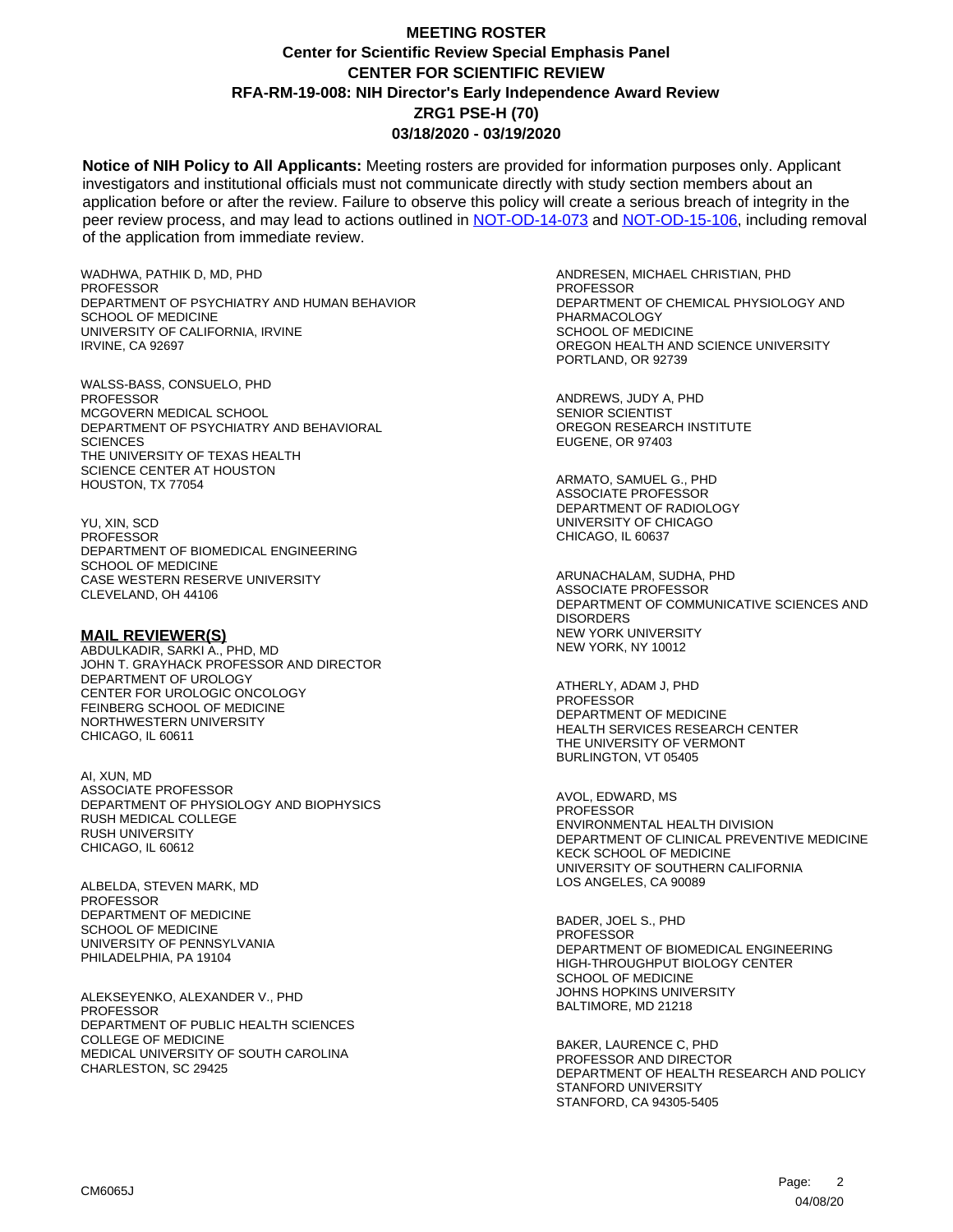# MEETING ROSTER

**Center for Scientific Review Special Emphasis Panel**
**CENTER FOR SCIENTIFIC REVIEW**
**RFA-RM-19-008: NIH Director's Early Independence Award Review**
**ZRG1 PSE-H (70)**
**03/18/2020 - 03/19/2020**

**Notice of NIH Policy to All Applicants:** Meeting rosters are provided for information purposes only. Applicant investigators and institutional officials must not communicate directly with study section members about an application before or after the review. Failure to observe this policy will create a serious breach of integrity in the peer review process, and may lead to actions outlined in NOT-OD-14-073 and NOT-OD-15-106, including removal of the application from immediate review.

WADHWA, PATHIK D, MD, PHD
PROFESSOR
DEPARTMENT OF PSYCHIATRY AND HUMAN BEHAVIOR
SCHOOL OF MEDICINE
UNIVERSITY OF CALIFORNIA, IRVINE
IRVINE, CA 92697

WALSS-BASS, CONSUELO, PHD
PROFESSOR
MCGOVERN MEDICAL SCHOOL
DEPARTMENT OF PSYCHIATRY AND BEHAVIORAL SCIENCES
THE UNIVERSITY OF TEXAS HEALTH SCIENCE CENTER AT HOUSTON
HOUSTON, TX 77054

YU, XIN, SCD
PROFESSOR
DEPARTMENT OF BIOMEDICAL ENGINEERING
SCHOOL OF MEDICINE
CASE WESTERN RESERVE UNIVERSITY
CLEVELAND, OH 44106

**MAIL REVIEWER(S)**

ABDULKADIR, SARKI A., PHD, MD
JOHN T. GRAYHACK PROFESSOR AND DIRECTOR
DEPARTMENT OF UROLOGY
CENTER FOR UROLOGIC ONCOLOGY
FEINBERG SCHOOL OF MEDICINE
NORTHWESTERN UNIVERSITY
CHICAGO, IL 60611

AI, XUN, MD
ASSOCIATE PROFESSOR
DEPARTMENT OF PHYSIOLOGY AND BIOPHYSICS
RUSH MEDICAL COLLEGE
RUSH UNIVERSITY
CHICAGO, IL 60612

ALBELDA, STEVEN MARK, MD
PROFESSOR
DEPARTMENT OF MEDICINE
SCHOOL OF MEDICINE
UNIVERSITY OF PENNSYLVANIA
PHILADELPHIA, PA 19104

ALEKSEYENKO, ALEXANDER V., PHD
PROFESSOR
DEPARTMENT OF PUBLIC HEALTH SCIENCES
COLLEGE OF MEDICINE
MEDICAL UNIVERSITY OF SOUTH CAROLINA
CHARLESTON, SC 29425

ANDRESEN, MICHAEL CHRISTIAN, PHD
PROFESSOR
DEPARTMENT OF CHEMICAL PHYSIOLOGY AND PHARMACOLOGY
SCHOOL OF MEDICINE
OREGON HEALTH AND SCIENCE UNIVERSITY
PORTLAND, OR 92739

ANDREWS, JUDY A, PHD
SENIOR SCIENTIST
OREGON RESEARCH INSTITUTE
EUGENE, OR 97403

ARMATO, SAMUEL G., PHD
ASSOCIATE PROFESSOR
DEPARTMENT OF RADIOLOGY
UNIVERSITY OF CHICAGO
CHICAGO, IL 60637

ARUNACHALAM, SUDHA, PHD
ASSOCIATE PROFESSOR
DEPARTMENT OF COMMUNICATIVE SCIENCES AND DISORDERS
NEW YORK UNIVERSITY
NEW YORK, NY 10012

ATHERLY, ADAM J, PHD
PROFESSOR
DEPARTMENT OF MEDICINE
HEALTH SERVICES RESEARCH CENTER
THE UNIVERSITY OF VERMONT
BURLINGTON, VT 05405

AVOL, EDWARD, MS
PROFESSOR
ENVIRONMENTAL HEALTH DIVISION
DEPARTMENT OF CLINICAL PREVENTIVE MEDICINE
KECK SCHOOL OF MEDICINE
UNIVERSITY OF SOUTHERN CALIFORNIA
LOS ANGELES, CA 90089

BADER, JOEL S., PHD
PROFESSOR
DEPARTMENT OF BIOMEDICAL ENGINEERING
HIGH-THROUGHPUT BIOLOGY CENTER
SCHOOL OF MEDICINE
JOHNS HOPKINS UNIVERSITY
BALTIMORE, MD 21218

BAKER, LAURENCE C, PHD
PROFESSOR AND DIRECTOR
DEPARTMENT OF HEALTH RESEARCH AND POLICY
STANFORD UNIVERSITY
STANFORD, CA 94305-5405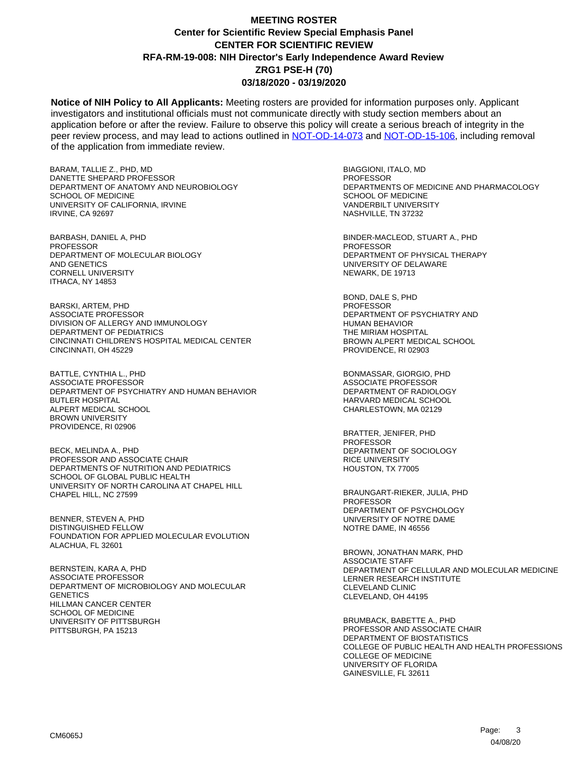# MEETING ROSTER
## Center for Scientific Review Special Emphasis Panel
## CENTER FOR SCIENTIFIC REVIEW
## RFA-RM-19-008: NIH Director's Early Independence Award Review
## ZRG1 PSE-H (70)
## 03/18/2020 - 03/19/2020

**Notice of NIH Policy to All Applicants:** Meeting rosters are provided for information purposes only. Applicant investigators and institutional officials must not communicate directly with study section members about an application before or after the review. Failure to observe this policy will create a serious breach of integrity in the peer review process, and may lead to actions outlined in NOT-OD-14-073 and NOT-OD-15-106, including removal of the application from immediate review.

BARAM, TALLIE Z., PHD, MD
DANETTE SHEPARD PROFESSOR
DEPARTMENT OF ANATOMY AND NEUROBIOLOGY
SCHOOL OF MEDICINE
UNIVERSITY OF CALIFORNIA, IRVINE
IRVINE, CA 92697

BARBASH, DANIEL A, PHD
PROFESSOR
DEPARTMENT OF MOLECULAR BIOLOGY
AND GENETICS
CORNELL UNIVERSITY
ITHACA, NY 14853

BARSKI, ARTEM, PHD
ASSOCIATE PROFESSOR
DIVISION OF ALLERGY AND IMMUNOLOGY
DEPARTMENT OF PEDIATRICS
CINCINNATI CHILDREN'S HOSPITAL MEDICAL CENTER
CINCINNATI, OH 45229

BATTLE, CYNTHIA L., PHD
ASSOCIATE PROFESSOR
DEPARTMENT OF PSYCHIATRY AND HUMAN BEHAVIOR
BUTLER HOSPITAL
ALPERT MEDICAL SCHOOL
BROWN UNIVERSITY
PROVIDENCE, RI 02906

BECK, MELINDA A., PHD
PROFESSOR AND ASSOCIATE CHAIR
DEPARTMENTS OF NUTRITION AND PEDIATRICS
SCHOOL OF GLOBAL PUBLIC HEALTH
UNIVERSITY OF NORTH CAROLINA AT CHAPEL HILL
CHAPEL HILL, NC 27599

BENNER, STEVEN A, PHD
DISTINGUISHED FELLOW
FOUNDATION FOR APPLIED MOLECULAR EVOLUTION
ALACHUA, FL 32601

BERNSTEIN, KARA A, PHD
ASSOCIATE PROFESSOR
DEPARTMENT OF MICROBIOLOGY AND MOLECULAR
GENETICS
HILLMAN CANCER CENTER
SCHOOL OF MEDICINE
UNIVERSITY OF PITTSBURGH
PITTSBURGH, PA 15213

BIAGGIONI, ITALO, MD
PROFESSOR
DEPARTMENTS OF MEDICINE AND PHARMACOLOGY
SCHOOL OF MEDICINE
VANDERBILT UNIVERSITY
NASHVILLE, TN 37232

BINDER-MACLEOD, STUART A., PHD
PROFESSOR
DEPARTMENT OF PHYSICAL THERAPY
UNIVERSITY OF DELAWARE
NEWARK, DE 19713

BOND, DALE S, PHD
PROFESSOR
DEPARTMENT OF PSYCHIATRY AND
HUMAN BEHAVIOR
THE MIRIAM HOSPITAL
BROWN ALPERT MEDICAL SCHOOL
PROVIDENCE, RI 02903

BONMASSAR, GIORGIO, PHD
ASSOCIATE PROFESSOR
DEPARTMENT OF RADIOLOGY
HARVARD MEDICAL SCHOOL
CHARLESTOWN, MA 02129

BRATTER, JENIFER, PHD
PROFESSOR
DEPARTMENT OF SOCIOLOGY
RICE UNIVERSITY
HOUSTON, TX 77005

BRAUNGART-RIEKER, JULIA, PHD
PROFESSOR
DEPARTMENT OF PSYCHOLOGY
UNIVERSITY OF NOTRE DAME
NOTRE DAME, IN 46556

BROWN, JONATHAN MARK, PHD
ASSOCIATE STAFF
DEPARTMENT OF CELLULAR AND MOLECULAR MEDICINE
LERNER RESEARCH INSTITUTE
CLEVELAND CLINIC
CLEVELAND, OH 44195

BRUMBACK, BABETTE A., PHD
PROFESSOR AND ASSOCIATE CHAIR
DEPARTMENT OF BIOSTATISTICS
COLLEGE OF PUBLIC HEALTH AND HEALTH PROFESSIONS
COLLEGE OF MEDICINE
UNIVERSITY OF FLORIDA
GAINESVILLE, FL 32611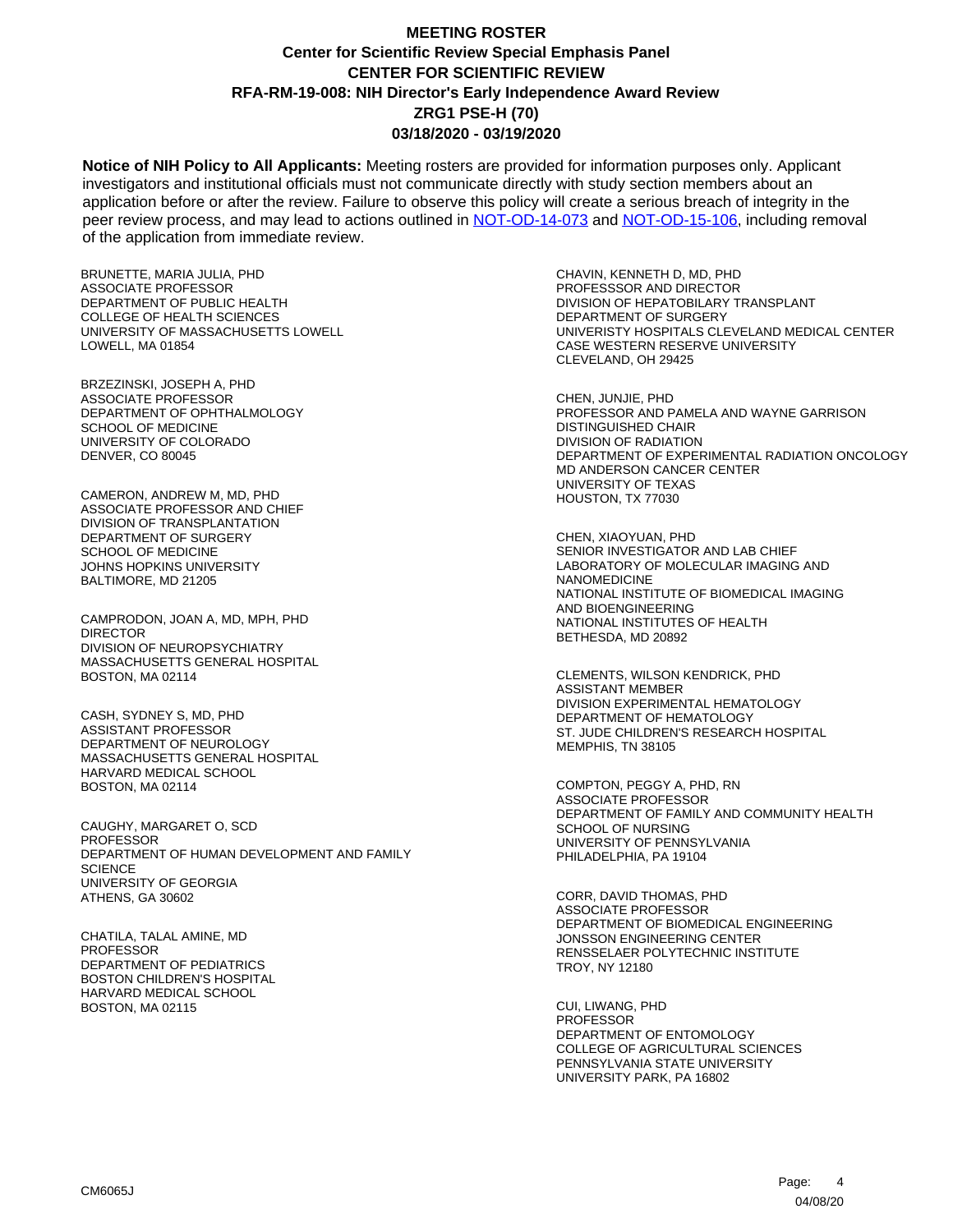# MEETING ROSTER
## Center for Scientific Review Special Emphasis Panel
## CENTER FOR SCIENTIFIC REVIEW
## RFA-RM-19-008: NIH Director's Early Independence Award Review
## ZRG1 PSE-H (70)
## 03/18/2020 - 03/19/2020

**Notice of NIH Policy to All Applicants:** Meeting rosters are provided for information purposes only. Applicant investigators and institutional officials must not communicate directly with study section members about an application before or after the review. Failure to observe this policy will create a serious breach of integrity in the peer review process, and may lead to actions outlined in NOT-OD-14-073 and NOT-OD-15-106, including removal of the application from immediate review.

BRUNETTE, MARIA JULIA, PHD
ASSOCIATE PROFESSOR
DEPARTMENT OF PUBLIC HEALTH
COLLEGE OF HEALTH SCIENCES
UNIVERSITY OF MASSACHUSETTS LOWELL
LOWELL, MA 01854

BRZEZINSKI, JOSEPH A, PHD
ASSOCIATE PROFESSOR
DEPARTMENT OF OPHTHALMOLOGY
SCHOOL OF MEDICINE
UNIVERSITY OF COLORADO
DENVER, CO 80045

CAMERON, ANDREW M, MD, PHD
ASSOCIATE PROFESSOR AND CHIEF
DIVISION OF TRANSPLANTATION
DEPARTMENT OF SURGERY
SCHOOL OF MEDICINE
JOHNS HOPKINS UNIVERSITY
BALTIMORE, MD 21205

CAMPRODON, JOAN A, MD, MPH, PHD
DIRECTOR
DIVISION OF NEUROPSYCHIATRY
MASSACHUSETTS GENERAL HOSPITAL
BOSTON, MA 02114

CASH, SYDNEY S, MD, PHD
ASSISTANT PROFESSOR
DEPARTMENT OF NEUROLOGY
MASSACHUSETTS GENERAL HOSPITAL
HARVARD MEDICAL SCHOOL
BOSTON, MA 02114

CAUGHY, MARGARET O, SCD
PROFESSOR
DEPARTMENT OF HUMAN DEVELOPMENT AND FAMILY SCIENCE
UNIVERSITY OF GEORGIA
ATHENS, GA 30602

CHATILA, TALAL AMINE, MD
PROFESSOR
DEPARTMENT OF PEDIATRICS
BOSTON CHILDREN'S HOSPITAL
HARVARD MEDICAL SCHOOL
BOSTON, MA 02115

CHAVIN, KENNETH D, MD, PHD
PROFESSSOR AND DIRECTOR
DIVISION OF HEPATOBILARY TRANSPLANT
DEPARTMENT OF SURGERY
UNIVERISTY HOSPITALS CLEVELAND MEDICAL CENTER
CASE WESTERN RESERVE UNIVERSITY
CLEVELAND, OH 29425

CHEN, JUNJIE, PHD
PROFESSOR AND PAMELA AND WAYNE GARRISON DISTINGUISHED CHAIR
DIVISION OF RADIATION
DEPARTMENT OF EXPERIMENTAL RADIATION ONCOLOGY
MD ANDERSON CANCER CENTER
UNIVERSITY OF TEXAS
HOUSTON, TX 77030

CHEN, XIAOYUAN, PHD
SENIOR INVESTIGATOR AND LAB CHIEF
LABORATORY OF MOLECULAR IMAGING AND NANOMEDICINE
NATIONAL INSTITUTE OF BIOMEDICAL IMAGING AND BIOENGINEERING
NATIONAL INSTITUTES OF HEALTH
BETHESDA, MD 20892

CLEMENTS, WILSON KENDRICK, PHD
ASSISTANT MEMBER
DIVISION EXPERIMENTAL HEMATOLOGY
DEPARTMENT OF HEMATOLOGY
ST. JUDE CHILDREN'S RESEARCH HOSPITAL
MEMPHIS, TN 38105

COMPTON, PEGGY A, PHD, RN
ASSOCIATE PROFESSOR
DEPARTMENT OF FAMILY AND COMMUNITY HEALTH
SCHOOL OF NURSING
UNIVERSITY OF PENNSYLVANIA
PHILADELPHIA, PA 19104

CORR, DAVID THOMAS, PHD
ASSOCIATE PROFESSOR
DEPARTMENT OF BIOMEDICAL ENGINEERING
JONSSON ENGINEERING CENTER
RENSSELAER POLYTECHNIC INSTITUTE
TROY, NY 12180

CUI, LIWANG, PHD
PROFESSOR
DEPARTMENT OF ENTOMOLOGY
COLLEGE OF AGRICULTURAL SCIENCES
PENNSYLVANIA STATE UNIVERSITY
UNIVERSITY PARK, PA 16802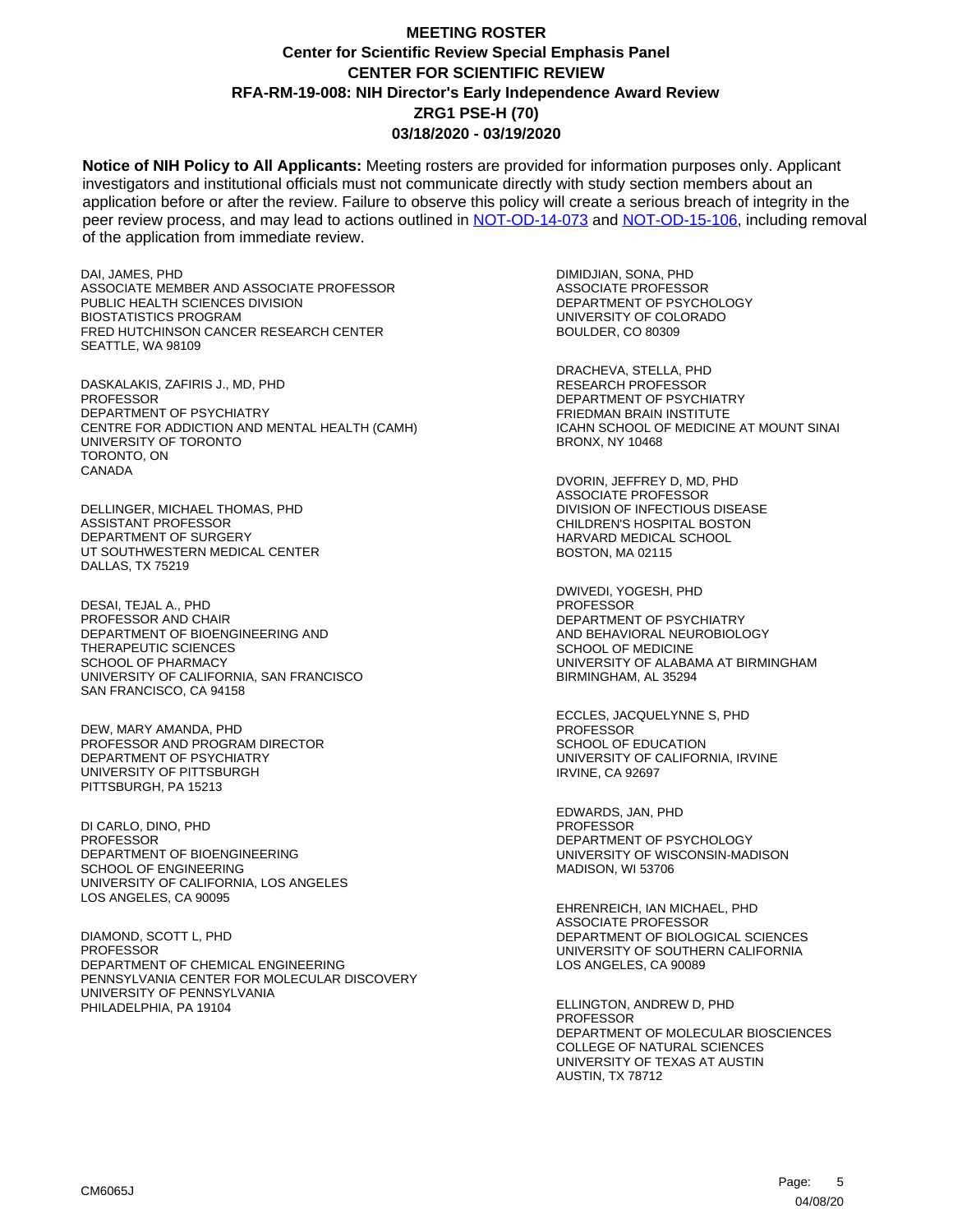# MEETING ROSTER
## Center for Scientific Review Special Emphasis Panel
## CENTER FOR SCIENTIFIC REVIEW
## RFA-RM-19-008: NIH Director's Early Independence Award Review
## ZRG1 PSE-H (70)
## 03/18/2020 - 03/19/2020

**Notice of NIH Policy to All Applicants:** Meeting rosters are provided for information purposes only. Applicant investigators and institutional officials must not communicate directly with study section members about an application before or after the review. Failure to observe this policy will create a serious breach of integrity in the peer review process, and may lead to actions outlined in NOT-OD-14-073 and NOT-OD-15-106, including removal of the application from immediate review.

DAI, JAMES, PHD
ASSOCIATE MEMBER AND ASSOCIATE PROFESSOR
PUBLIC HEALTH SCIENCES DIVISION
BIOSTATISTICS PROGRAM
FRED HUTCHINSON CANCER RESEARCH CENTER
SEATTLE, WA 98109

DASKALAKIS, ZAFIRIS J., MD, PHD
PROFESSOR
DEPARTMENT OF PSYCHIATRY
CENTRE FOR ADDICTION AND MENTAL HEALTH (CAMH)
UNIVERSITY OF TORONTO
TORONTO, ON
CANADA

DELLINGER, MICHAEL THOMAS, PHD
ASSISTANT PROFESSOR
DEPARTMENT OF SURGERY
UT SOUTHWESTERN MEDICAL CENTER
DALLAS, TX 75219

DESAI, TEJAL A., PHD
PROFESSOR AND CHAIR
DEPARTMENT OF BIOENGINEERING AND
THERAPEUTIC SCIENCES
SCHOOL OF PHARMACY
UNIVERSITY OF CALIFORNIA, SAN FRANCISCO
SAN FRANCISCO, CA 94158

DEW, MARY AMANDA, PHD
PROFESSOR AND PROGRAM DIRECTOR
DEPARTMENT OF PSYCHIATRY
UNIVERSITY OF PITTSBURGH
PITTSBURGH, PA 15213

DI CARLO, DINO, PHD
PROFESSOR
DEPARTMENT OF BIOENGINEERING
SCHOOL OF ENGINEERING
UNIVERSITY OF CALIFORNIA, LOS ANGELES
LOS ANGELES, CA 90095

DIAMOND, SCOTT L, PHD
PROFESSOR
DEPARTMENT OF CHEMICAL ENGINEERING
PENNSYLVANIA CENTER FOR MOLECULAR DISCOVERY
UNIVERSITY OF PENNSYLVANIA
PHILADELPHIA, PA 19104

DIMIDJIAN, SONA, PHD
ASSOCIATE PROFESSOR
DEPARTMENT OF PSYCHOLOGY
UNIVERSITY OF COLORADO
BOULDER, CO 80309

DRACHEVA, STELLA, PHD
RESEARCH PROFESSOR
DEPARTMENT OF PSYCHIATRY
FRIEDMAN BRAIN INSTITUTE
ICAHN SCHOOL OF MEDICINE AT MOUNT SINAI
BRONX, NY 10468

DVORIN, JEFFREY D, MD, PHD
ASSOCIATE PROFESSOR
DIVISION OF INFECTIOUS DISEASE
CHILDREN'S HOSPITAL BOSTON
HARVARD MEDICAL SCHOOL
BOSTON, MA 02115

DWIVEDI, YOGESH, PHD
PROFESSOR
DEPARTMENT OF PSYCHIATRY
AND BEHAVIORAL NEUROBIOLOGY
SCHOOL OF MEDICINE
UNIVERSITY OF ALABAMA AT BIRMINGHAM
BIRMINGHAM, AL 35294

ECCLES, JACQUELYNNE S, PHD
PROFESSOR
SCHOOL OF EDUCATION
UNIVERSITY OF CALIFORNIA, IRVINE
IRVINE, CA 92697

EDWARDS, JAN, PHD
PROFESSOR
DEPARTMENT OF PSYCHOLOGY
UNIVERSITY OF WISCONSIN-MADISON
MADISON, WI 53706

EHRENREICH, IAN MICHAEL, PHD
ASSOCIATE PROFESSOR
DEPARTMENT OF BIOLOGICAL SCIENCES
UNIVERSITY OF SOUTHERN CALIFORNIA
LOS ANGELES, CA 90089

ELLINGTON, ANDREW D, PHD
PROFESSOR
DEPARTMENT OF MOLECULAR BIOSCIENCES
COLLEGE OF NATURAL SCIENCES
UNIVERSITY OF TEXAS AT AUSTIN
AUSTIN, TX 78712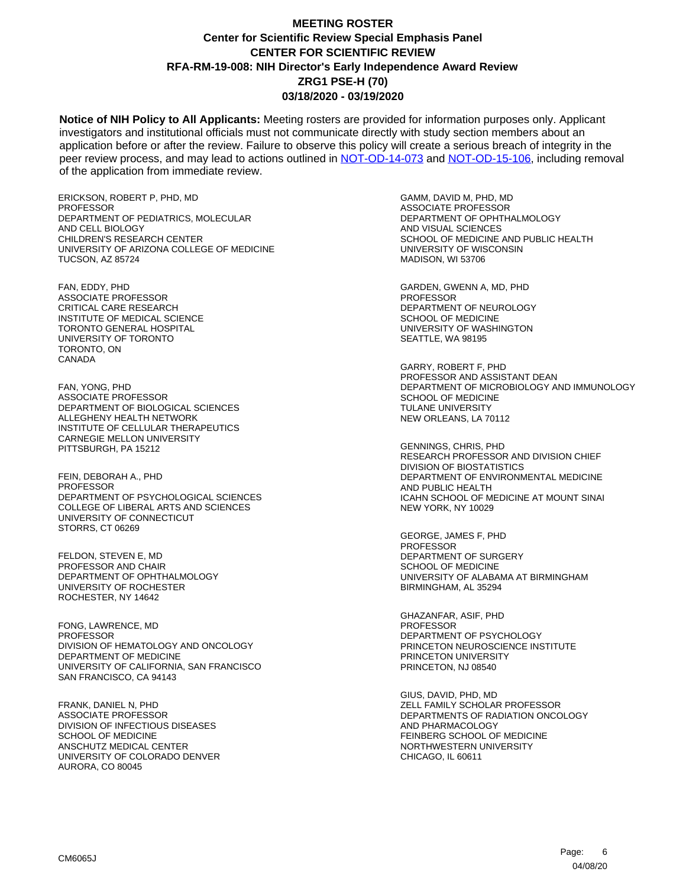# MEETING ROSTER
## Center for Scientific Review Special Emphasis Panel
## CENTER FOR SCIENTIFIC REVIEW
## RFA-RM-19-008: NIH Director's Early Independence Award Review
## ZRG1 PSE-H (70)
## 03/18/2020 - 03/19/2020

**Notice of NIH Policy to All Applicants:** Meeting rosters are provided for information purposes only. Applicant investigators and institutional officials must not communicate directly with study section members about an application before or after the review. Failure to observe this policy will create a serious breach of integrity in the peer review process, and may lead to actions outlined in [NOT-OD-14-073] and [NOT-OD-15-106], including removal of the application from immediate review.

ERICKSON, ROBERT P, PHD, MD
PROFESSOR
DEPARTMENT OF PEDIATRICS, MOLECULAR AND CELL BIOLOGY
CHILDREN'S RESEARCH CENTER
UNIVERSITY OF ARIZONA COLLEGE OF MEDICINE
TUCSON, AZ 85724

FAN, EDDY, PHD
ASSOCIATE PROFESSOR
CRITICAL CARE RESEARCH
INSTITUTE OF MEDICAL SCIENCE
TORONTO GENERAL HOSPITAL
UNIVERSITY OF TORONTO
TORONTO, ON
CANADA

FAN, YONG, PHD
ASSOCIATE PROFESSOR
DEPARTMENT OF BIOLOGICAL SCIENCES
ALLEGHENY HEALTH NETWORK
INSTITUTE OF CELLULAR THERAPEUTICS
CARNEGIE MELLON UNIVERSITY
PITTSBURGH, PA 15212

FEIN, DEBORAH A., PHD
PROFESSOR
DEPARTMENT OF PSYCHOLOGICAL SCIENCES
COLLEGE OF LIBERAL ARTS AND SCIENCES
UNIVERSITY OF CONNECTICUT
STORRS, CT 06269

FELDON, STEVEN E, MD
PROFESSOR AND CHAIR
DEPARTMENT OF OPHTHALMOLOGY
UNIVERSITY OF ROCHESTER
ROCHESTER, NY 14642

FONG, LAWRENCE, MD
PROFESSOR
DIVISION OF HEMATOLOGY AND ONCOLOGY
DEPARTMENT OF MEDICINE
UNIVERSITY OF CALIFORNIA, SAN FRANCISCO
SAN FRANCISCO, CA 94143

FRANK, DANIEL N, PHD
ASSOCIATE PROFESSOR
DIVISION OF INFECTIOUS DISEASES
SCHOOL OF MEDICINE
ANSCHUTZ MEDICAL CENTER
UNIVERSITY OF COLORADO DENVER
AURORA, CO 80045

GAMM, DAVID M, PHD, MD
ASSOCIATE PROFESSOR
DEPARTMENT OF OPHTHALMOLOGY AND VISUAL SCIENCES
SCHOOL OF MEDICINE AND PUBLIC HEALTH
UNIVERSITY OF WISCONSIN
MADISON, WI 53706

GARDEN, GWENN A, MD, PHD
PROFESSOR
DEPARTMENT OF NEUROLOGY
SCHOOL OF MEDICINE
UNIVERSITY OF WASHINGTON
SEATTLE, WA 98195

GARRY, ROBERT F, PHD
PROFESSOR AND ASSISTANT DEAN
DEPARTMENT OF MICROBIOLOGY AND IMMUNOLOGY
SCHOOL OF MEDICINE
TULANE UNIVERSITY
NEW ORLEANS, LA 70112

GENNINGS, CHRIS, PHD
RESEARCH PROFESSOR AND DIVISION CHIEF
DIVISION OF BIOSTATISTICS
DEPARTMENT OF ENVIRONMENTAL MEDICINE AND PUBLIC HEALTH
ICAHN SCHOOL OF MEDICINE AT MOUNT SINAI
NEW YORK, NY 10029

GEORGE, JAMES F, PHD
PROFESSOR
DEPARTMENT OF SURGERY
SCHOOL OF MEDICINE
UNIVERSITY OF ALABAMA AT BIRMINGHAM
BIRMINGHAM, AL 35294

GHAZANFAR, ASIF, PHD
PROFESSOR
DEPARTMENT OF PSYCHOLOGY
PRINCETON NEUROSCIENCE INSTITUTE
PRINCETON UNIVERSITY
PRINCETON, NJ 08540

GIUS, DAVID, PHD, MD
ZELL FAMILY SCHOLAR PROFESSOR
DEPARTMENTS OF RADIATION ONCOLOGY AND PHARMACOLOGY
FEINBERG SCHOOL OF MEDICINE
NORTHWESTERN UNIVERSITY
CHICAGO, IL 60611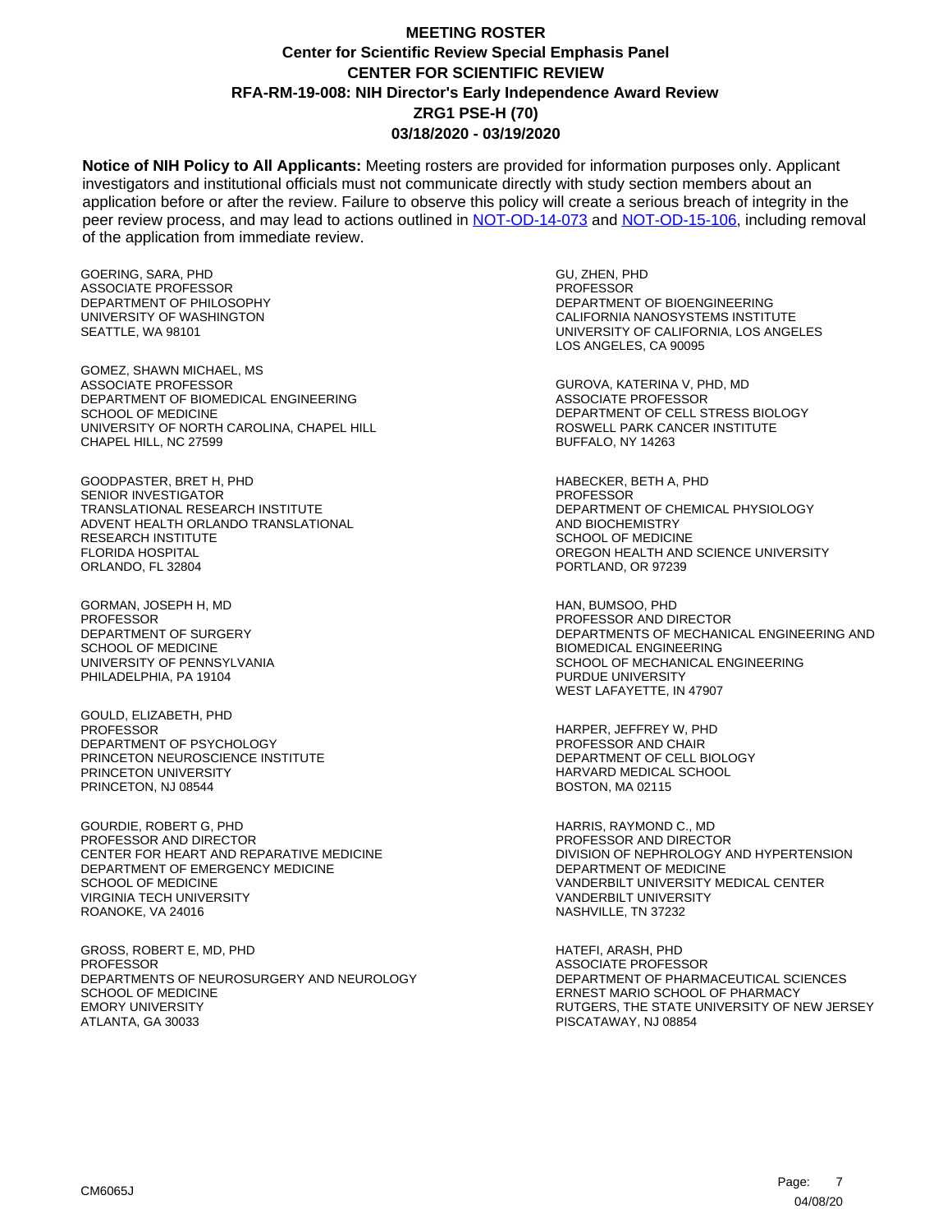# MEETING ROSTER

**Center for Scientific Review Special Emphasis Panel**
**CENTER FOR SCIENTIFIC REVIEW**
**RFA-RM-19-008: NIH Director's Early Independence Award Review**
**ZRG1 PSE-H (70)**
**03/18/2020 - 03/19/2020**

**Notice of NIH Policy to All Applicants:** Meeting rosters are provided for information purposes only. Applicant investigators and institutional officials must not communicate directly with study section members about an application before or after the review. Failure to observe this policy will create a serious breach of integrity in the peer review process, and may lead to actions outlined in NOT-OD-14-073 and NOT-OD-15-106, including removal of the application from immediate review.

GOERING, SARA, PHD
ASSOCIATE PROFESSOR
DEPARTMENT OF PHILOSOPHY
UNIVERSITY OF WASHINGTON
SEATTLE, WA 98101

GOMEZ, SHAWN MICHAEL, MS
ASSOCIATE PROFESSOR
DEPARTMENT OF BIOMEDICAL ENGINEERING
SCHOOL OF MEDICINE
UNIVERSITY OF NORTH CAROLINA, CHAPEL HILL
CHAPEL HILL, NC 27599

GOODPASTER, BRET H, PHD
SENIOR INVESTIGATOR
TRANSLATIONAL RESEARCH INSTITUTE
ADVENT HEALTH ORLANDO TRANSLATIONAL RESEARCH INSTITUTE
FLORIDA HOSPITAL
ORLANDO, FL 32804

GORMAN, JOSEPH H, MD
PROFESSOR
DEPARTMENT OF SURGERY
SCHOOL OF MEDICINE
UNIVERSITY OF PENNSYLVANIA
PHILADELPHIA, PA 19104

GOULD, ELIZABETH, PHD
PROFESSOR
DEPARTMENT OF PSYCHOLOGY
PRINCETON NEUROSCIENCE INSTITUTE
PRINCETON UNIVERSITY
PRINCETON, NJ 08544

GOURDIE, ROBERT G, PHD
PROFESSOR AND DIRECTOR
CENTER FOR HEART AND REPARATIVE MEDICINE
DEPARTMENT OF EMERGENCY MEDICINE
SCHOOL OF MEDICINE
VIRGINIA TECH UNIVERSITY
ROANOKE, VA 24016

GROSS, ROBERT E, MD, PHD
PROFESSOR
DEPARTMENTS OF NEUROSURGERY AND NEUROLOGY
SCHOOL OF MEDICINE
EMORY UNIVERSITY
ATLANTA, GA 30033

GU, ZHEN, PHD
PROFESSOR
DEPARTMENT OF BIOENGINEERING
CALIFORNIA NANOSYSTEMS INSTITUTE
UNIVERSITY OF CALIFORNIA, LOS ANGELES
LOS ANGELES, CA 90095

GUROVA, KATERINA V, PHD, MD
ASSOCIATE PROFESSOR
DEPARTMENT OF CELL STRESS BIOLOGY
ROSWELL PARK CANCER INSTITUTE
BUFFALO, NY 14263

HABECKER, BETH A, PHD
PROFESSOR
DEPARTMENT OF CHEMICAL PHYSIOLOGY AND BIOCHEMISTRY
SCHOOL OF MEDICINE
OREGON HEALTH AND SCIENCE UNIVERSITY
PORTLAND, OR 97239

HAN, BUMSOO, PHD
PROFESSOR AND DIRECTOR
DEPARTMENTS OF MECHANICAL ENGINEERING AND BIOMEDICAL ENGINEERING
SCHOOL OF MECHANICAL ENGINEERING
PURDUE UNIVERSITY
WEST LAFAYETTE, IN 47907

HARPER, JEFFREY W, PHD
PROFESSOR AND CHAIR
DEPARTMENT OF CELL BIOLOGY
HARVARD MEDICAL SCHOOL
BOSTON, MA 02115

HARRIS, RAYMOND C., MD
PROFESSOR AND DIRECTOR
DIVISION OF NEPHROLOGY AND HYPERTENSION
DEPARTMENT OF MEDICINE
VANDERBILT UNIVERSITY MEDICAL CENTER
VANDERBILT UNIVERSITY
NASHVILLE, TN 37232

HATEFI, ARASH, PHD
ASSOCIATE PROFESSOR
DEPARTMENT OF PHARMACEUTICAL SCIENCES
ERNEST MARIO SCHOOL OF PHARMACY
RUTGERS, THE STATE UNIVERSITY OF NEW JERSEY
PISCATAWAY, NJ 08854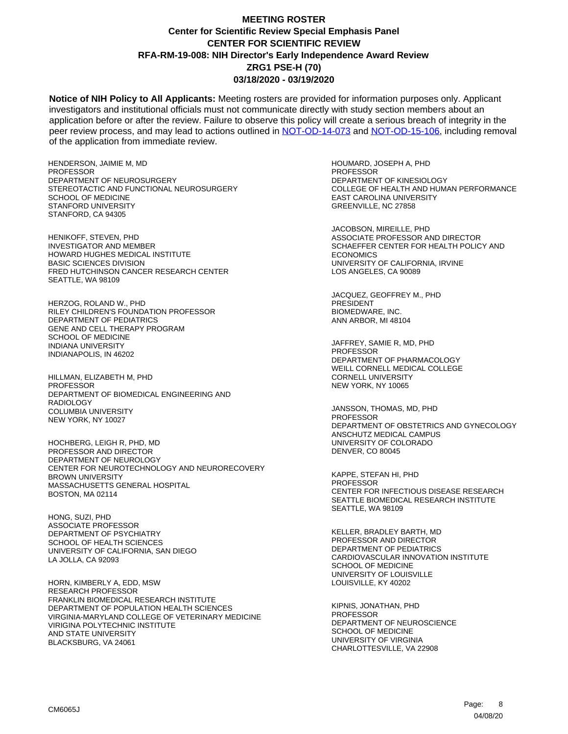# MEETING ROSTER
## Center for Scientific Review Special Emphasis Panel
## CENTER FOR SCIENTIFIC REVIEW
## RFA-RM-19-008: NIH Director's Early Independence Award Review
## ZRG1 PSE-H (70)
## 03/18/2020 - 03/19/2020

**Notice of NIH Policy to All Applicants:** Meeting rosters are provided for information purposes only. Applicant investigators and institutional officials must not communicate directly with study section members about an application before or after the review. Failure to observe this policy will create a serious breach of integrity in the peer review process, and may lead to actions outlined in [NOT-OD-14-073] and [NOT-OD-15-106], including removal of the application from immediate review.

HENDERSON, JAIMIE M, MD
PROFESSOR
DEPARTMENT OF NEUROSURGERY
STEREOTACTIC AND FUNCTIONAL NEUROSURGERY
SCHOOL OF MEDICINE
STANFORD UNIVERSITY
STANFORD, CA 94305

HENIKOFF, STEVEN, PHD
INVESTIGATOR AND MEMBER
HOWARD HUGHES MEDICAL INSTITUTE
BASIC SCIENCES DIVISION
FRED HUTCHINSON CANCER RESEARCH CENTER
SEATTLE, WA 98109

HERZOG, ROLAND W., PHD
RILEY CHILDREN'S FOUNDATION PROFESSOR
DEPARTMENT OF PEDIATRICS
GENE AND CELL THERAPY PROGRAM
SCHOOL OF MEDICINE
INDIANA UNIVERSITY
INDIANAPOLIS, IN 46202

HILLMAN, ELIZABETH M, PHD
PROFESSOR
DEPARTMENT OF BIOMEDICAL ENGINEERING AND RADIOLOGY
COLUMBIA UNIVERSITY
NEW YORK, NY 10027

HOCHBERG, LEIGH R, PHD, MD
PROFESSOR AND DIRECTOR
DEPARTMENT OF NEUROLOGY
CENTER FOR NEUROTECHNOLOGY AND NEURORECOVERY
BROWN UNIVERSITY
MASSACHUSETTS GENERAL HOSPITAL
BOSTON, MA 02114

HONG, SUZI, PHD
ASSOCIATE PROFESSOR
DEPARTMENT OF PSYCHIATRY
SCHOOL OF HEALTH SCIENCES
UNIVERSITY OF CALIFORNIA, SAN DIEGO
LA JOLLA, CA 92093

HORN, KIMBERLY A, EDD, MSW
RESEARCH PROFESSOR
FRANKLIN BIOMEDICAL RESEARCH INSTITUTE
DEPARTMENT OF POPULATION HEALTH SCIENCES
VIRGINIA-MARYLAND COLLEGE OF VETERINARY MEDICINE
VIRIGINA POLYTECHNIC INSTITUTE
AND STATE UNIVERSITY
BLACKSBURG, VA 24061

HOUMARD, JOSEPH A, PHD
PROFESSOR
DEPARTMENT OF KINESIOLOGY
COLLEGE OF HEALTH AND HUMAN PERFORMANCE
EAST CAROLINA UNIVERSITY
GREENVILLE, NC 27858

JACOBSON, MIREILLE, PHD
ASSOCIATE PROFESSOR AND DIRECTOR
SCHAEFFER CENTER FOR HEALTH POLICY AND ECONOMICS
UNIVERSITY OF CALIFORNIA, IRVINE
LOS ANGELES, CA 90089

JACQUEZ, GEOFFREY M., PHD
PRESIDENT
BIOMEDWARE, INC.
ANN ARBOR, MI 48104

JAFFREY, SAMIE R, MD, PHD
PROFESSOR
DEPARTMENT OF PHARMACOLOGY
WEILL CORNELL MEDICAL COLLEGE
CORNELL UNIVERSITY
NEW YORK, NY 10065

JANSSON, THOMAS, MD, PHD
PROFESSOR
DEPARTMENT OF OBSTETRICS AND GYNECOLOGY
ANSCHUTZ MEDICAL CAMPUS
UNIVERSITY OF COLORADO
DENVER, CO 80045

KAPPE, STEFAN HI, PHD
PROFESSOR
CENTER FOR INFECTIOUS DISEASE RESEARCH
SEATTLE BIOMEDICAL RESEARCH INSTITUTE
SEATTLE, WA 98109

KELLER, BRADLEY BARTH, MD
PROFESSOR AND DIRECTOR
DEPARTMENT OF PEDIATRICS
CARDIOVASCULAR INNOVATION INSTITUTE
SCHOOL OF MEDICINE
UNIVERSITY OF LOUISVILLE
LOUISVILLE, KY 40202

KIPNIS, JONATHAN, PHD
PROFESSOR
DEPARTMENT OF NEUROSCIENCE
SCHOOL OF MEDICINE
UNIVERSITY OF VIRGINIA
CHARLOTTESVILLE, VA 22908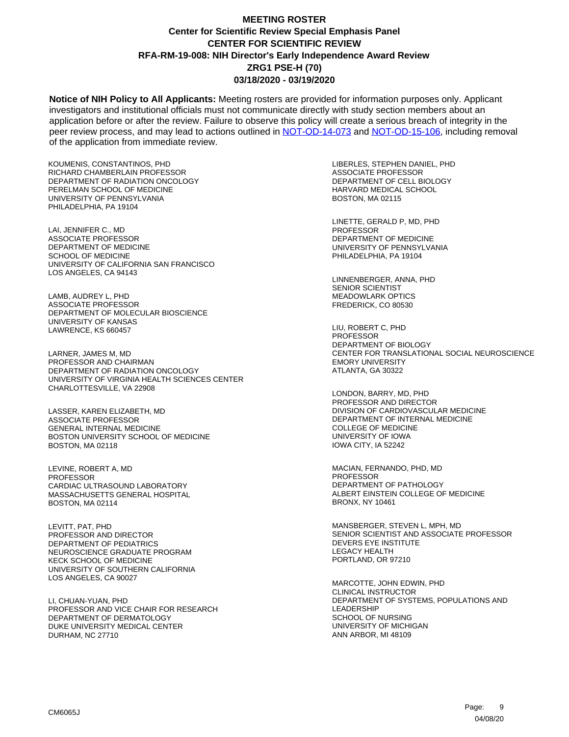# MEETING ROSTER
## Center for Scientific Review Special Emphasis Panel
## CENTER FOR SCIENTIFIC REVIEW
## RFA-RM-19-008: NIH Director's Early Independence Award Review
## ZRG1 PSE-H (70)
## 03/18/2020 - 03/19/2020

**Notice of NIH Policy to All Applicants:** Meeting rosters are provided for information purposes only. Applicant investigators and institutional officials must not communicate directly with study section members about an application before or after the review. Failure to observe this policy will create a serious breach of integrity in the peer review process, and may lead to actions outlined in NOT-OD-14-073 and NOT-OD-15-106, including removal of the application from immediate review.

KOUMENIS, CONSTANTINOS, PHD
RICHARD CHAMBERLAIN PROFESSOR
DEPARTMENT OF RADIATION ONCOLOGY
PERELMAN SCHOOL OF MEDICINE
UNIVERSITY OF PENNSYLVANIA
PHILADELPHIA, PA 19104

LAI, JENNIFER C., MD
ASSOCIATE PROFESSOR
DEPARTMENT OF MEDICINE
SCHOOL OF MEDICINE
UNIVERSITY OF CALIFORNIA SAN FRANCISCO
LOS ANGELES, CA 94143

LAMB, AUDREY L, PHD
ASSOCIATE PROFESSOR
DEPARTMENT OF MOLECULAR BIOSCIENCE
UNIVERSITY OF KANSAS
LAWRENCE, KS 660457

LARNER, JAMES M, MD
PROFESSOR AND CHAIRMAN
DEPARTMENT OF RADIATION ONCOLOGY
UNIVERSITY OF VIRGINIA HEALTH SCIENCES CENTER
CHARLOTTESVILLE, VA 22908

LASSER, KAREN ELIZABETH, MD
ASSOCIATE PROFESSOR
GENERAL INTERNAL MEDICINE
BOSTON UNIVERSITY SCHOOL OF MEDICINE
BOSTON, MA 02118

LEVINE, ROBERT A, MD
PROFESSOR
CARDIAC ULTRASOUND LABORATORY
MASSACHUSETTS GENERAL HOSPITAL
BOSTON, MA 02114

LEVITT, PAT, PHD
PROFESSOR AND DIRECTOR
DEPARTMENT OF PEDIATRICS
NEUROSCIENCE GRADUATE PROGRAM
KECK SCHOOL OF MEDICINE
UNIVERSITY OF SOUTHERN CALIFORNIA
LOS ANGELES, CA 90027

LI, CHUAN-YUAN, PHD
PROFESSOR AND VICE CHAIR FOR RESEARCH
DEPARTMENT OF DERMATOLOGY
DUKE UNIVERSITY MEDICAL CENTER
DURHAM, NC 27710

LIBERLES, STEPHEN DANIEL, PHD
ASSOCIATE PROFESSOR
DEPARTMENT OF CELL BIOLOGY
HARVARD MEDICAL SCHOOL
BOSTON, MA 02115

LINETTE, GERALD P, MD, PHD
PROFESSOR
DEPARTMENT OF MEDICINE
UNIVERSITY OF PENNSYLVANIA
PHILADELPHIA, PA 19104

LINNENBERGER, ANNA, PHD
SENIOR SCIENTIST
MEADOWLARK OPTICS
FREDERICK, CO 80530

LIU, ROBERT C, PHD
PROFESSOR
DEPARTMENT OF BIOLOGY
CENTER FOR TRANSLATIONAL SOCIAL NEUROSCIENCE
EMORY UNIVERSITY
ATLANTA, GA 30322

LONDON, BARRY, MD, PHD
PROFESSOR AND DIRECTOR
DIVISION OF CARDIOVASCULAR MEDICINE
DEPARTMENT OF INTERNAL MEDICINE
COLLEGE OF MEDICINE
UNIVERSITY OF IOWA
IOWA CITY, IA 52242

MACIAN, FERNANDO, PHD, MD
PROFESSOR
DEPARTMENT OF PATHOLOGY
ALBERT EINSTEIN COLLEGE OF MEDICINE
BRONX, NY 10461

MANSBERGER, STEVEN L, MPH, MD
SENIOR SCIENTIST AND ASSOCIATE PROFESSOR
DEVERS EYE INSTITUTE
LEGACY HEALTH
PORTLAND, OR 97210

MARCOTTE, JOHN EDWIN, PHD
CLINICAL INSTRUCTOR
DEPARTMENT OF SYSTEMS, POPULATIONS AND LEADERSHIP
SCHOOL OF NURSING
UNIVERSITY OF MICHIGAN
ANN ARBOR, MI 48109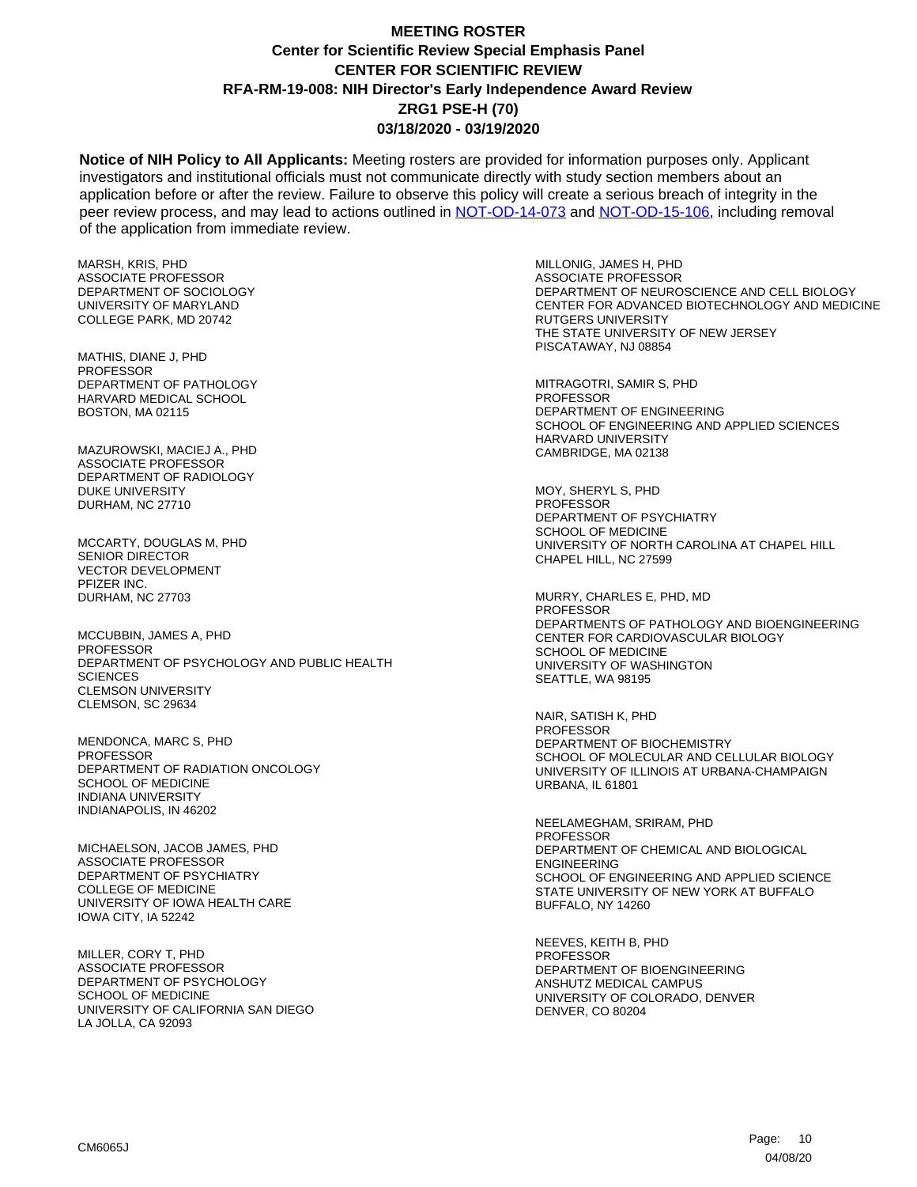# MEETING ROSTER

## Center for Scientific Review Special Emphasis Panel

## CENTER FOR SCIENTIFIC REVIEW

## RFA-RM-19-008: NIH Director's Early Independence Award Review

## ZRG1 PSE-H (70)

## 03/18/2020 - 03/19/2020

**Notice of NIH Policy to All Applicants:** Meeting rosters are provided for information purposes only. Applicant investigators and institutional officials must not communicate directly with study section members about an application before or after the review. Failure to observe this policy will create a serious breach of integrity in the peer review process, and may lead to actions outlined in [NOT-OD-14-073](https://grants.nih.gov/grants/guide/notice-files/NOT-OD-14-073.html) and [NOT-OD-15-106](https://grants.nih.gov/grants/guide/notice-files/NOT-OD-15-106.html), including removal of the application from immediate review.

MARSH, KRIS, PHD
ASSOCIATE PROFESSOR
DEPARTMENT OF SOCIOLOGY
UNIVERSITY OF MARYLAND
COLLEGE PARK, MD 20742

MATHIS, DIANE J, PHD
PROFESSOR
DEPARTMENT OF PATHOLOGY
HARVARD MEDICAL SCHOOL
BOSTON, MA 02115

MAZUROWSKI, MACIEJ A., PHD
ASSOCIATE PROFESSOR
DEPARTMENT OF RADIOLOGY
DUKE UNIVERSITY
DURHAM, NC 27710

MCCARTY, DOUGLAS M, PHD
SENIOR DIRECTOR
VECTOR DEVELOPMENT
PFIZER INC.
DURHAM, NC 27703

MCCUBBIN, JAMES A, PHD
PROFESSOR
DEPARTMENT OF PSYCHOLOGY AND PUBLIC HEALTH SCIENCES
CLEMSON UNIVERSITY
CLEMSON, SC 29634

MENDONCA, MARC S, PHD
PROFESSOR
DEPARTMENT OF RADIATION ONCOLOGY
SCHOOL OF MEDICINE
INDIANA UNIVERSITY
INDIANAPOLIS, IN 46202

MICHAELSON, JACOB JAMES, PHD
ASSOCIATE PROFESSOR
DEPARTMENT OF PSYCHIATRY
COLLEGE OF MEDICINE
UNIVERSITY OF IOWA HEALTH CARE
IOWA CITY, IA 52242

MILLER, CORY T, PHD
ASSOCIATE PROFESSOR
DEPARTMENT OF PSYCHOLOGY
SCHOOL OF MEDICINE
UNIVERSITY OF CALIFORNIA SAN DIEGO
LA JOLLA, CA 92093

MILLONIG, JAMES H, PHD
ASSOCIATE PROFESSOR
DEPARTMENT OF NEUROSCIENCE AND CELL BIOLOGY
CENTER FOR ADVANCED BIOTECHNOLOGY AND MEDICINE
RUTGERS UNIVERSITY
THE STATE UNIVERSITY OF NEW JERSEY
PISCATAWAY, NJ 08854

MITRAGOTRI, SAMIR S, PHD
PROFESSOR
DEPARTMENT OF ENGINEERING
SCHOOL OF ENGINEERING AND APPLIED SCIENCES
HARVARD UNIVERSITY
CAMBRIDGE, MA 02138

MOY, SHERYL S, PHD
PROFESSOR
DEPARTMENT OF PSYCHIATRY
SCHOOL OF MEDICINE
UNIVERSITY OF NORTH CAROLINA AT CHAPEL HILL
CHAPEL HILL, NC 27599

MURRY, CHARLES E, PHD, MD
PROFESSOR
DEPARTMENTS OF PATHOLOGY AND BIOENGINEERING
CENTER FOR CARDIOVASCULAR BIOLOGY
SCHOOL OF MEDICINE
UNIVERSITY OF WASHINGTON
SEATTLE, WA 98195

NAIR, SATISH K, PHD
PROFESSOR
DEPARTMENT OF BIOCHEMISTRY
SCHOOL OF MOLECULAR AND CELLULAR BIOLOGY
UNIVERSITY OF ILLINOIS AT URBANA-CHAMPAIGN
URBANA, IL 61801

NEELAMEGHAM, SRIRAM, PHD
PROFESSOR
DEPARTMENT OF CHEMICAL AND BIOLOGICAL ENGINEERING
SCHOOL OF ENGINEERING AND APPLIED SCIENCE
STATE UNIVERSITY OF NEW YORK AT BUFFALO
BUFFALO, NY 14260

NEEVES, KEITH B, PHD
PROFESSOR
DEPARTMENT OF BIOENGINEERING
ANSHUTZ MEDICAL CAMPUS
UNIVERSITY OF COLORADO, DENVER
DENVER, CO 80204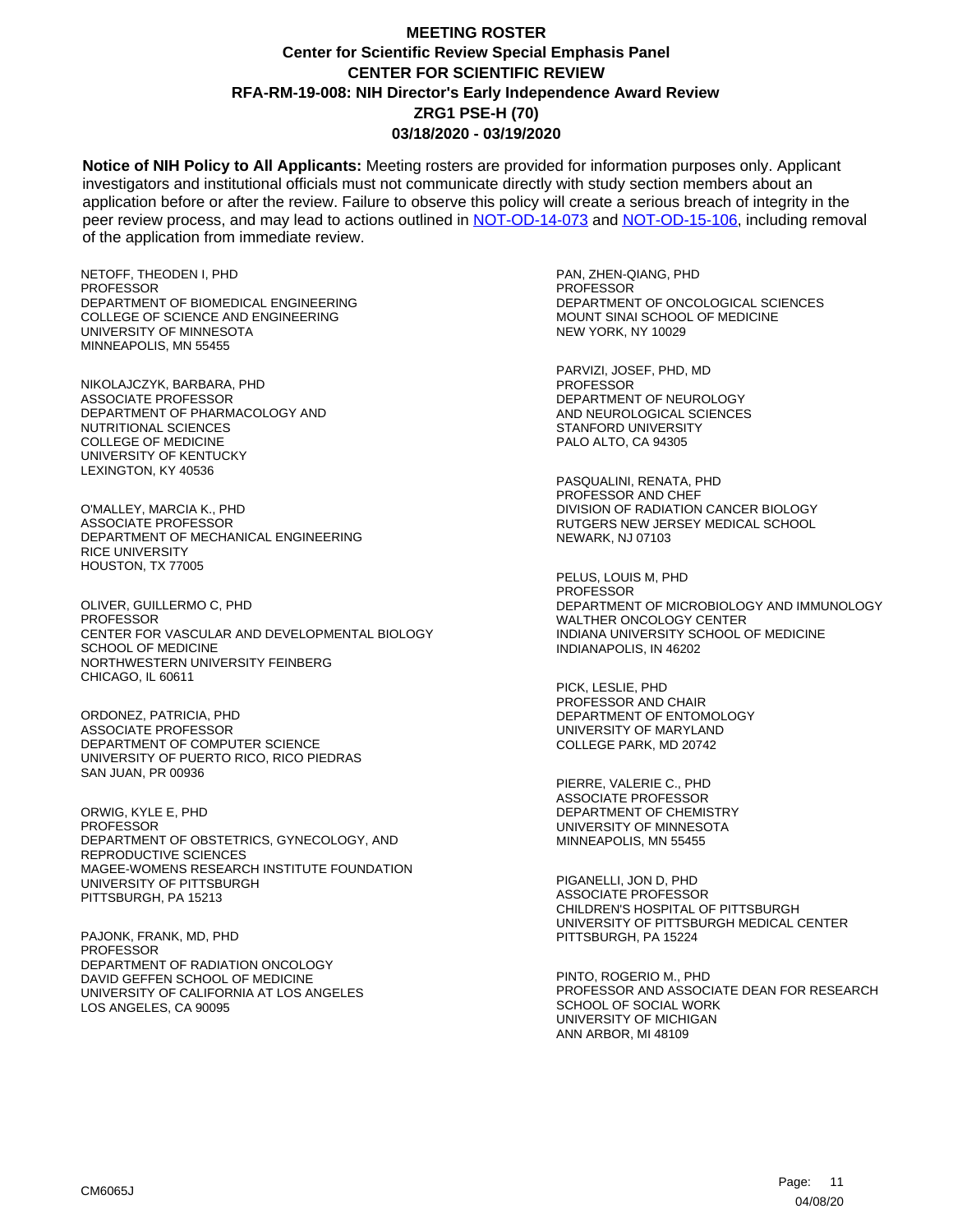# MEETING ROSTER

**Center for Scientific Review Special Emphasis Panel**
**CENTER FOR SCIENTIFIC REVIEW**
**RFA-RM-19-008: NIH Director's Early Independence Award Review**
**ZRG1 PSE-H (70)**
**03/18/2020 - 03/19/2020**

**Notice of NIH Policy to All Applicants:** Meeting rosters are provided for information purposes only. Applicant investigators and institutional officials must not communicate directly with study section members about an application before or after the review. Failure to observe this policy will create a serious breach of integrity in the peer review process, and may lead to actions outlined in NOT-OD-14-073 and NOT-OD-15-106, including removal of the application from immediate review.

NETOFF, THEODEN I, PHD
PROFESSOR
DEPARTMENT OF BIOMEDICAL ENGINEERING
COLLEGE OF SCIENCE AND ENGINEERING
UNIVERSITY OF MINNESOTA
MINNEAPOLIS, MN 55455

NIKOLAJCZYK, BARBARA, PHD
ASSOCIATE PROFESSOR
DEPARTMENT OF PHARMACOLOGY AND NUTRITIONAL SCIENCES
COLLEGE OF MEDICINE
UNIVERSITY OF KENTUCKY
LEXINGTON, KY 40536

O'MALLEY, MARCIA K., PHD
ASSOCIATE PROFESSOR
DEPARTMENT OF MECHANICAL ENGINEERING
RICE UNIVERSITY
HOUSTON, TX 77005

OLIVER, GUILLERMO C, PHD
PROFESSOR
CENTER FOR VASCULAR AND DEVELOPMENTAL BIOLOGY
SCHOOL OF MEDICINE
NORTHWESTERN UNIVERSITY FEINBERG
CHICAGO, IL 60611

ORDONEZ, PATRICIA, PHD
ASSOCIATE PROFESSOR
DEPARTMENT OF COMPUTER SCIENCE
UNIVERSITY OF PUERTO RICO, RICO PIEDRAS
SAN JUAN, PR 00936

ORWIG, KYLE E, PHD
PROFESSOR
DEPARTMENT OF OBSTETRICS, GYNECOLOGY, AND REPRODUCTIVE SCIENCES
MAGEE-WOMENS RESEARCH INSTITUTE FOUNDATION
UNIVERSITY OF PITTSBURGH
PITTSBURGH, PA 15213

PAJONK, FRANK, MD, PHD
PROFESSOR
DEPARTMENT OF RADIATION ONCOLOGY
DAVID GEFFEN SCHOOL OF MEDICINE
UNIVERSITY OF CALIFORNIA AT LOS ANGELES
LOS ANGELES, CA 90095

PAN, ZHEN-QIANG, PHD
PROFESSOR
DEPARTMENT OF ONCOLOGICAL SCIENCES
MOUNT SINAI SCHOOL OF MEDICINE
NEW YORK, NY 10029

PARVIZI, JOSEF, PHD, MD
PROFESSOR
DEPARTMENT OF NEUROLOGY AND NEUROLOGICAL SCIENCES
STANFORD UNIVERSITY
PALO ALTO, CA 94305

PASQUALINI, RENATA, PHD
PROFESSOR AND CHEF
DIVISION OF RADIATION CANCER BIOLOGY
RUTGERS NEW JERSEY MEDICAL SCHOOL
NEWARK, NJ 07103

PELUS, LOUIS M, PHD
PROFESSOR
DEPARTMENT OF MICROBIOLOGY AND IMMUNOLOGY
WALTHER ONCOLOGY CENTER
INDIANA UNIVERSITY SCHOOL OF MEDICINE
INDIANAPOLIS, IN 46202

PICK, LESLIE, PHD
PROFESSOR AND CHAIR
DEPARTMENT OF ENTOMOLOGY
UNIVERSITY OF MARYLAND
COLLEGE PARK, MD 20742

PIERRE, VALERIE C., PHD
ASSOCIATE PROFESSOR
DEPARTMENT OF CHEMISTRY
UNIVERSITY OF MINNESOTA
MINNEAPOLIS, MN 55455

PIGANELLI, JON D, PHD
ASSOCIATE PROFESSOR
CHILDREN'S HOSPITAL OF PITTSBURGH
UNIVERSITY OF PITTSBURGH MEDICAL CENTER
PITTSBURGH, PA 15224

PINTO, ROGERIO M., PHD
PROFESSOR AND ASSOCIATE DEAN FOR RESEARCH
SCHOOL OF SOCIAL WORK
UNIVERSITY OF MICHIGAN
ANN ARBOR, MI 48109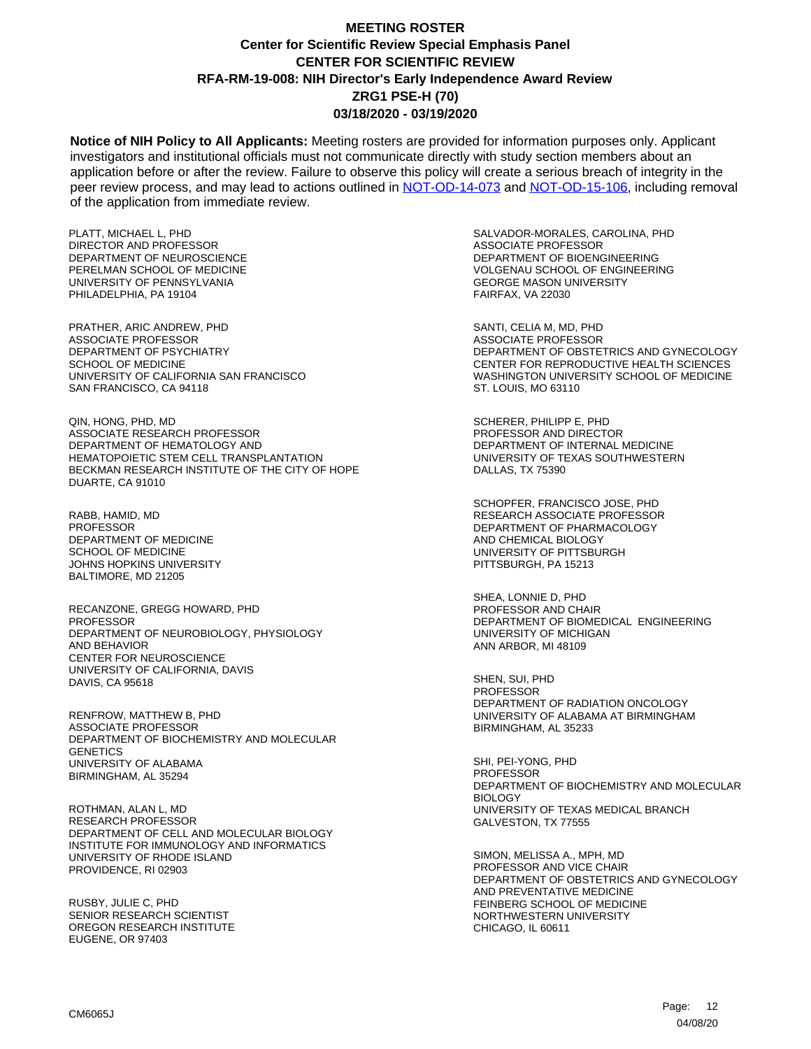# MEETING ROSTER
## Center for Scientific Review Special Emphasis Panel
## CENTER FOR SCIENTIFIC REVIEW
## RFA-RM-19-008: NIH Director's Early Independence Award Review
## ZRG1 PSE-H (70)
## 03/18/2020 - 03/19/2020

**Notice of NIH Policy to All Applicants:** Meeting rosters are provided for information purposes only. Applicant investigators and institutional officials must not communicate directly with study section members about an application before or after the review. Failure to observe this policy will create a serious breach of integrity in the peer review process, and may lead to actions outlined in [NOT-OD-14-073](NOT-OD-14-073) and [NOT-OD-15-106](NOT-OD-15-106), including removal of the application from immediate review.

PLATT, MICHAEL L, PHD
DIRECTOR AND PROFESSOR
DEPARTMENT OF NEUROSCIENCE
PERELMAN SCHOOL OF MEDICINE
UNIVERSITY OF PENNSYLVANIA
PHILADELPHIA, PA 19104

PRATHER, ARIC ANDREW, PHD
ASSOCIATE PROFESSOR
DEPARTMENT OF PSYCHIATRY
SCHOOL OF MEDICINE
UNIVERSITY OF CALIFORNIA SAN FRANCISCO
SAN FRANCISCO, CA 94118

QIN, HONG, PHD, MD
ASSOCIATE RESEARCH PROFESSOR
DEPARTMENT OF HEMATOLOGY AND
HEMATOPOIETIC STEM CELL TRANSPLANTATION
BECKMAN RESEARCH INSTITUTE OF THE CITY OF HOPE
DUARTE, CA 91010

RABB, HAMID, MD
PROFESSOR
DEPARTMENT OF MEDICINE
SCHOOL OF MEDICINE
JOHNS HOPKINS UNIVERSITY
BALTIMORE, MD 21205

RECANZONE, GREGG HOWARD, PHD
PROFESSOR
DEPARTMENT OF NEUROBIOLOGY, PHYSIOLOGY
AND BEHAVIOR
CENTER FOR NEUROSCIENCE
UNIVERSITY OF CALIFORNIA, DAVIS
DAVIS, CA 95618

RENFROW, MATTHEW B, PHD
ASSOCIATE PROFESSOR
DEPARTMENT OF BIOCHEMISTRY AND MOLECULAR
GENETICS
UNIVERSITY OF ALABAMA
BIRMINGHAM, AL 35294

ROTHMAN, ALAN L, MD
RESEARCH PROFESSOR
DEPARTMENT OF CELL AND MOLECULAR BIOLOGY
INSTITUTE FOR IMMUNOLOGY AND INFORMATICS
UNIVERSITY OF RHODE ISLAND
PROVIDENCE, RI 02903

RUSBY, JULIE C, PHD
SENIOR RESEARCH SCIENTIST
OREGON RESEARCH INSTITUTE
EUGENE, OR 97403

SALVADOR-MORALES, CAROLINA, PHD
ASSOCIATE PROFESSOR
DEPARTMENT OF BIOENGINEERING
VOLGENAU SCHOOL OF ENGINEERING
GEORGE MASON UNIVERSITY
FAIRFAX, VA 22030

SANTI, CELIA M, MD, PHD
ASSOCIATE PROFESSOR
DEPARTMENT OF OBSTETRICS AND GYNECOLOGY
CENTER FOR REPRODUCTIVE HEALTH SCIENCES
WASHINGTON UNIVERSITY SCHOOL OF MEDICINE
ST. LOUIS, MO 63110

SCHERER, PHILIPP E, PHD
PROFESSOR AND DIRECTOR
DEPARTMENT OF INTERNAL MEDICINE
UNIVERSITY OF TEXAS SOUTHWESTERN
DALLAS, TX 75390

SCHOPFER, FRANCISCO JOSE, PHD
RESEARCH ASSOCIATE PROFESSOR
DEPARTMENT OF PHARMACOLOGY
AND CHEMICAL BIOLOGY
UNIVERSITY OF PITTSBURGH
PITTSBURGH, PA 15213

SHEA, LONNIE D, PHD
PROFESSOR AND CHAIR
DEPARTMENT OF BIOMEDICAL ENGINEERING
UNIVERSITY OF MICHIGAN
ANN ARBOR, MI 48109

SHEN, SUI, PHD
PROFESSOR
DEPARTMENT OF RADIATION ONCOLOGY
UNIVERSITY OF ALABAMA AT BIRMINGHAM
BIRMINGHAM, AL 35233

SHI, PEI-YONG, PHD
PROFESSOR
DEPARTMENT OF BIOCHEMISTRY AND MOLECULAR
BIOLOGY
UNIVERSITY OF TEXAS MEDICAL BRANCH
GALVESTON, TX 77555

SIMON, MELISSA A., MPH, MD
PROFESSOR AND VICE CHAIR
DEPARTMENT OF OBSTETRICS AND GYNECOLOGY
AND PREVENTATIVE MEDICINE
FEINBERG SCHOOL OF MEDICINE
NORTHWESTERN UNIVERSITY
CHICAGO, IL 60611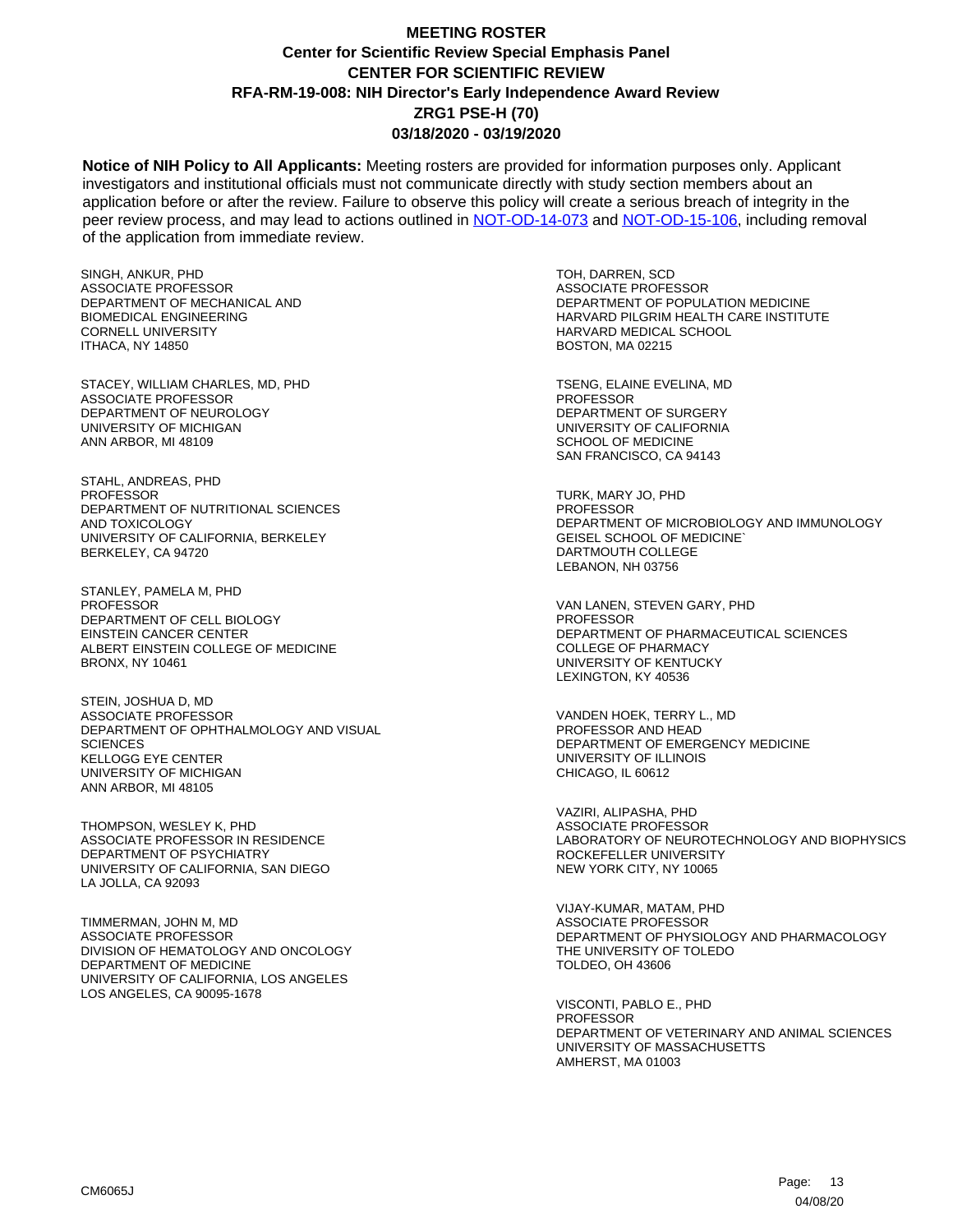# MEETING ROSTER

## Center for Scientific Review Special Emphasis Panel

## CENTER FOR SCIENTIFIC REVIEW

## RFA-RM-19-008: NIH Director's Early Independence Award Review

## ZRG1 PSE-H (70)

## 03/18/2020 - 03/19/2020

**Notice of NIH Policy to All Applicants:** Meeting rosters are provided for information purposes only. Applicant investigators and institutional officials must not communicate directly with study section members about an application before or after the review. Failure to observe this policy will create a serious breach of integrity in the peer review process, and may lead to actions outlined in NOT-OD-14-073 and NOT-OD-15-106, including removal of the application from immediate review.

SINGH, ANKUR, PHD
ASSOCIATE PROFESSOR
DEPARTMENT OF MECHANICAL AND BIOMEDICAL ENGINEERING
CORNELL UNIVERSITY
ITHACA, NY 14850

STACEY, WILLIAM CHARLES, MD, PHD
ASSOCIATE PROFESSOR
DEPARTMENT OF NEUROLOGY
UNIVERSITY OF MICHIGAN
ANN ARBOR, MI 48109

STAHL, ANDREAS, PHD
PROFESSOR
DEPARTMENT OF NUTRITIONAL SCIENCES AND TOXICOLOGY
UNIVERSITY OF CALIFORNIA, BERKELEY
BERKELEY, CA 94720

STANLEY, PAMELA M, PHD
PROFESSOR
DEPARTMENT OF CELL BIOLOGY
EINSTEIN CANCER CENTER
ALBERT EINSTEIN COLLEGE OF MEDICINE
BRONX, NY 10461

STEIN, JOSHUA D, MD
ASSOCIATE PROFESSOR
DEPARTMENT OF OPHTHALMOLOGY AND VISUAL SCIENCES
KELLOGG EYE CENTER
UNIVERSITY OF MICHIGAN
ANN ARBOR, MI 48105

THOMPSON, WESLEY K, PHD
ASSOCIATE PROFESSOR IN RESIDENCE
DEPARTMENT OF PSYCHIATRY
UNIVERSITY OF CALIFORNIA, SAN DIEGO
LA JOLLA, CA 92093

TIMMERMAN, JOHN M, MD
ASSOCIATE PROFESSOR
DIVISION OF HEMATOLOGY AND ONCOLOGY
DEPARTMENT OF MEDICINE
UNIVERSITY OF CALIFORNIA, LOS ANGELES
LOS ANGELES, CA 90095-1678

TOH, DARREN, SCD
ASSOCIATE PROFESSOR
DEPARTMENT OF POPULATION MEDICINE
HARVARD PILGRIM HEALTH CARE INSTITUTE
HARVARD MEDICAL SCHOOL
BOSTON, MA 02215

TSENG, ELAINE EVELINA, MD
PROFESSOR
DEPARTMENT OF SURGERY
UNIVERSITY OF CALIFORNIA
SCHOOL OF MEDICINE
SAN FRANCISCO, CA 94143

TURK, MARY JO, PHD
PROFESSOR
DEPARTMENT OF MICROBIOLOGY AND IMMUNOLOGY
GEISEL SCHOOL OF MEDICINE`
DARTMOUTH COLLEGE
LEBANON, NH 03756

VAN LANEN, STEVEN GARY, PHD
PROFESSOR
DEPARTMENT OF PHARMACEUTICAL SCIENCES
COLLEGE OF PHARMACY
UNIVERSITY OF KENTUCKY
LEXINGTON, KY 40536

VANDEN HOEK, TERRY L., MD
PROFESSOR AND HEAD
DEPARTMENT OF EMERGENCY MEDICINE
UNIVERSITY OF ILLINOIS
CHICAGO, IL 60612

VAZIRI, ALIPASHA, PHD
ASSOCIATE PROFESSOR
LABORATORY OF NEUROTECHNOLOGY AND BIOPHYSICS
ROCKEFELLER UNIVERSITY
NEW YORK CITY, NY 10065

VIJAY-KUMAR, MATAM, PHD
ASSOCIATE PROFESSOR
DEPARTMENT OF PHYSIOLOGY AND PHARMACOLOGY
THE UNIVERSITY OF TOLEDO
TOLDEO, OH 43606

VISCONTI, PABLO E., PHD
PROFESSOR
DEPARTMENT OF VETERINARY AND ANIMAL SCIENCES
UNIVERSITY OF MASSACHUSETTS
AMHERST, MA 01003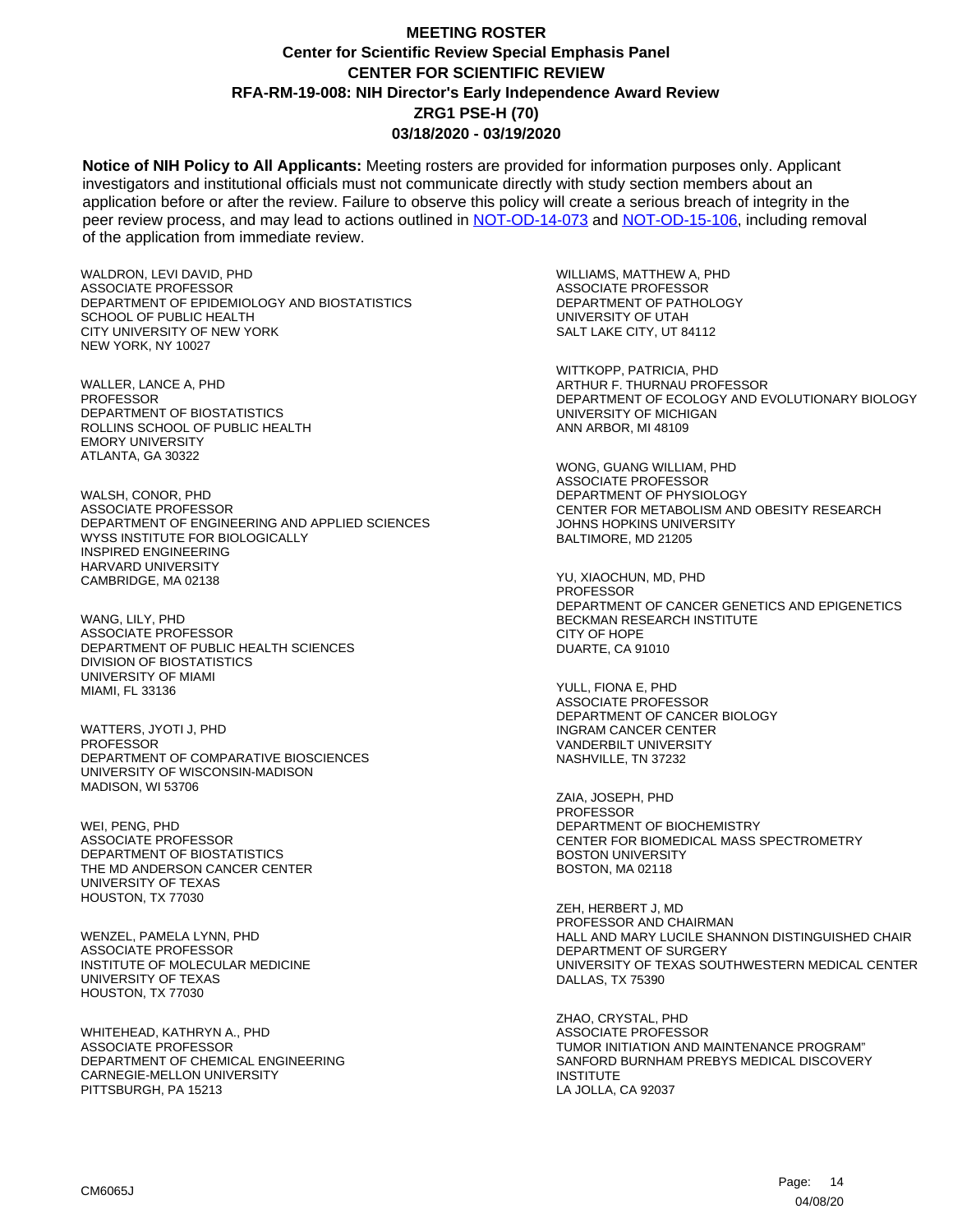**MEETING ROSTER**
**Center for Scientific Review Special Emphasis Panel**
**CENTER FOR SCIENTIFIC REVIEW**
**RFA-RM-19-008: NIH Director's Early Independence Award Review**
**ZRG1 PSE-H (70)**
**03/18/2020 - 03/19/2020**

**Notice of NIH Policy to All Applicants:** Meeting rosters are provided for information purposes only. Applicant investigators and institutional officials must not communicate directly with study section members about an application before or after the review. Failure to observe this policy will create a serious breach of integrity in the peer review process, and may lead to actions outlined in NOT-OD-14-073 and NOT-OD-15-106, including removal of the application from immediate review.

WALDRON, LEVI DAVID, PHD
ASSOCIATE PROFESSOR
DEPARTMENT OF EPIDEMIOLOGY AND BIOSTATISTICS
SCHOOL OF PUBLIC HEALTH
CITY UNIVERSITY OF NEW YORK
NEW YORK, NY 10027

WALLER, LANCE A, PHD
PROFESSOR
DEPARTMENT OF BIOSTATISTICS
ROLLINS SCHOOL OF PUBLIC HEALTH
EMORY UNIVERSITY
ATLANTA, GA 30322

WALSH, CONOR, PHD
ASSOCIATE PROFESSOR
DEPARTMENT OF ENGINEERING AND APPLIED SCIENCES
WYSS INSTITUTE FOR BIOLOGICALLY
INSPIRED ENGINEERING
HARVARD UNIVERSITY
CAMBRIDGE, MA 02138

WANG, LILY, PHD
ASSOCIATE PROFESSOR
DEPARTMENT OF PUBLIC HEALTH SCIENCES
DIVISION OF BIOSTATISTICS
UNIVERSITY OF MIAMI
MIAMI, FL 33136

WATTERS, JYOTI J, PHD
PROFESSOR
DEPARTMENT OF COMPARATIVE BIOSCIENCES
UNIVERSITY OF WISCONSIN-MADISON
MADISON, WI 53706

WEI, PENG, PHD
ASSOCIATE PROFESSOR
DEPARTMENT OF BIOSTATISTICS
THE MD ANDERSON CANCER CENTER
UNIVERSITY OF TEXAS
HOUSTON, TX 77030

WENZEL, PAMELA LYNN, PHD
ASSOCIATE PROFESSOR
INSTITUTE OF MOLECULAR MEDICINE
UNIVERSITY OF TEXAS
HOUSTON, TX 77030

WHITEHEAD, KATHRYN A., PHD
ASSOCIATE PROFESSOR
DEPARTMENT OF CHEMICAL ENGINEERING
CARNEGIE-MELLON UNIVERSITY
PITTSBURGH, PA 15213

WILLIAMS, MATTHEW A, PHD
ASSOCIATE PROFESSOR
DEPARTMENT OF PATHOLOGY
UNIVERSITY OF UTAH
SALT LAKE CITY, UT 84112

WITTKOPP, PATRICIA, PHD
ARTHUR F. THURNAU PROFESSOR
DEPARTMENT OF ECOLOGY AND EVOLUTIONARY BIOLOGY
UNIVERSITY OF MICHIGAN
ANN ARBOR, MI 48109

WONG, GUANG WILLIAM, PHD
ASSOCIATE PROFESSOR
DEPARTMENT OF PHYSIOLOGY
CENTER FOR METABOLISM AND OBESITY RESEARCH
JOHNS HOPKINS UNIVERSITY
BALTIMORE, MD 21205

YU, XIAOCHUN, MD, PHD
PROFESSOR
DEPARTMENT OF CANCER GENETICS AND EPIGENETICS
BECKMAN RESEARCH INSTITUTE
CITY OF HOPE
DUARTE, CA 91010

YULL, FIONA E, PHD
ASSOCIATE PROFESSOR
DEPARTMENT OF CANCER BIOLOGY
INGRAM CANCER CENTER
VANDERBILT UNIVERSITY
NASHVILLE, TN 37232

ZAIA, JOSEPH, PHD
PROFESSOR
DEPARTMENT OF BIOCHEMISTRY
CENTER FOR BIOMEDICAL MASS SPECTROMETRY
BOSTON UNIVERSITY
BOSTON, MA 02118

ZEH, HERBERT J, MD
PROFESSOR AND CHAIRMAN
HALL AND MARY LUCILE SHANNON DISTINGUISHED CHAIR
DEPARTMENT OF SURGERY
UNIVERSITY OF TEXAS SOUTHWESTERN MEDICAL CENTER
DALLAS, TX 75390

ZHAO, CRYSTAL, PHD
ASSOCIATE PROFESSOR
TUMOR INITIATION AND MAINTENANCE PROGRAM"
SANFORD BURNHAM PREBYS MEDICAL DISCOVERY
INSTITUTE
LA JOLLA, CA 92037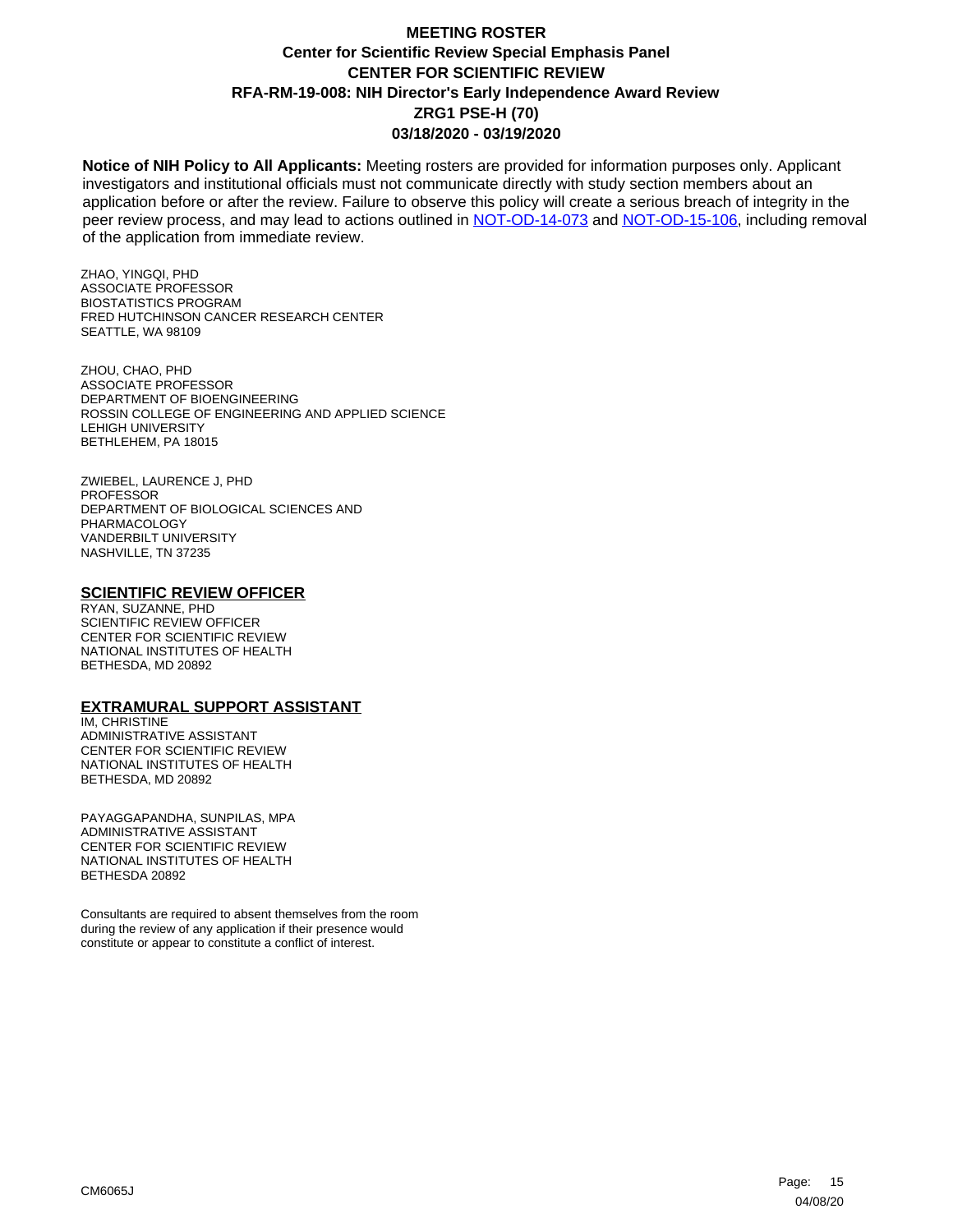**MEETING ROSTER**
**Center for Scientific Review Special Emphasis Panel**
**CENTER FOR SCIENTIFIC REVIEW**
**RFA-RM-19-008: NIH Director's Early Independence Award Review**
**ZRG1 PSE-H (70)**
**03/18/2020 - 03/19/2020**

**Notice of NIH Policy to All Applicants:** Meeting rosters are provided for information purposes only. Applicant investigators and institutional officials must not communicate directly with study section members about an application before or after the review. Failure to observe this policy will create a serious breach of integrity in the peer review process, and may lead to actions outlined in NOT-OD-14-073 and NOT-OD-15-106, including removal of the application from immediate review.

ZHAO, YINGQI, PHD
ASSOCIATE PROFESSOR
BIOSTATISTICS PROGRAM
FRED HUTCHINSON CANCER RESEARCH CENTER
SEATTLE, WA 98109

ZHOU, CHAO, PHD
ASSOCIATE PROFESSOR
DEPARTMENT OF BIOENGINEERING
ROSSIN COLLEGE OF ENGINEERING AND APPLIED SCIENCE
LEHIGH UNIVERSITY
BETHLEHEM, PA 18015

ZWIEBEL, LAURENCE J, PHD
PROFESSOR
DEPARTMENT OF BIOLOGICAL SCIENCES AND PHARMACOLOGY
VANDERBILT UNIVERSITY
NASHVILLE, TN 37235

## SCIENTIFIC REVIEW OFFICER

RYAN, SUZANNE, PHD
SCIENTIFIC REVIEW OFFICER
CENTER FOR SCIENTIFIC REVIEW
NATIONAL INSTITUTES OF HEALTH
BETHESDA, MD 20892

## EXTRAMURAL SUPPORT ASSISTANT

IM, CHRISTINE
ADMINISTRATIVE ASSISTANT
CENTER FOR SCIENTIFIC REVIEW
NATIONAL INSTITUTES OF HEALTH
BETHESDA, MD 20892

PAYAGGAPANDHA, SUNPILAS, MPA
ADMINISTRATIVE ASSISTANT
CENTER FOR SCIENTIFIC REVIEW
NATIONAL INSTITUTES OF HEALTH
BETHESDA 20892

Consultants are required to absent themselves from the room during the review of any application if their presence would constitute or appear to constitute a conflict of interest.

CM6065J

04/08/20